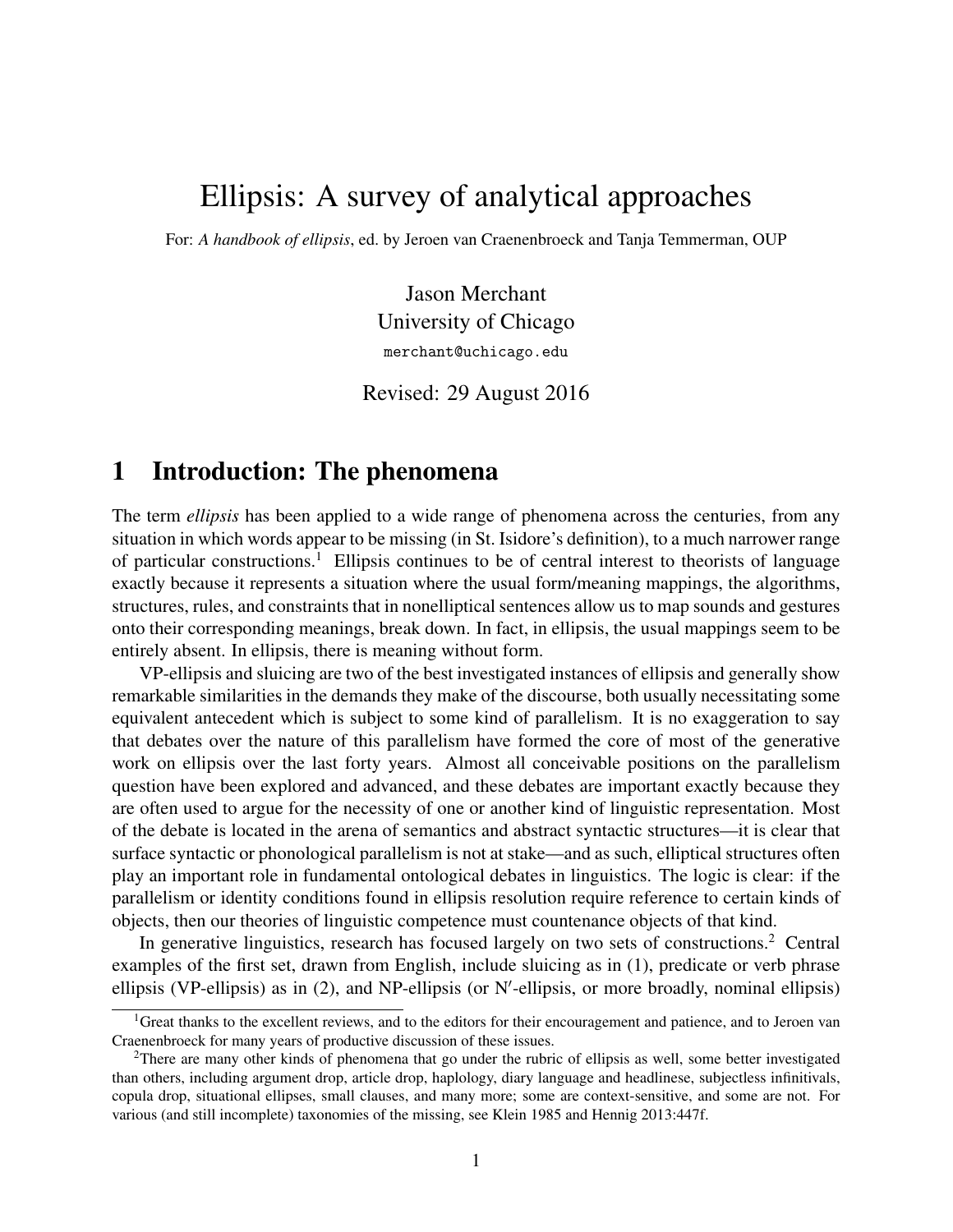# Ellipsis: A survey of analytical approaches

For: *A handbook of ellipsis*, ed. by Jeroen van Craenenbroeck and Tanja Temmerman, OUP

Jason Merchant
University of Chicago
merchant@uchicago.edu

Revised: 29 August 2016

## 1 Introduction: The phenomena

The term *ellipsis* has been applied to a wide range of phenomena across the centuries, from any situation in which words appear to be missing (in St. Isidore's definition), to a much narrower range of particular constructions.[1] Ellipsis continues to be of central interest to theorists of language exactly because it represents a situation where the usual form/meaning mappings, the algorithms, structures, rules, and constraints that in nonelliptical sentences allow us to map sounds and gestures onto their corresponding meanings, break down. In fact, in ellipsis, the usual mappings seem to be entirely absent. In ellipsis, there is meaning without form.

VP-ellipsis and sluicing are two of the best investigated instances of ellipsis and generally show remarkable similarities in the demands they make of the discourse, both usually necessitating some equivalent antecedent which is subject to some kind of parallelism. It is no exaggeration to say that debates over the nature of this parallelism have formed the core of most of the generative work on ellipsis over the last forty years. Almost all conceivable positions on the parallelism question have been explored and advanced, and these debates are important exactly because they are often used to argue for the necessity of one or another kind of linguistic representation. Most of the debate is located in the arena of semantics and abstract syntactic structures—it is clear that surface syntactic or phonological parallelism is not at stake—and as such, elliptical structures often play an important role in fundamental ontological debates in linguistics. The logic is clear: if the parallelism or identity conditions found in ellipsis resolution require reference to certain kinds of objects, then our theories of linguistic competence must countenance objects of that kind.

In generative linguistics, research has focused largely on two sets of constructions.[2] Central examples of the first set, drawn from English, include sluicing as in (1), predicate or verb phrase ellipsis (VP-ellipsis) as in (2), and NP-ellipsis (or N′-ellipsis, or more broadly, nominal ellipsis)

---

[1] Great thanks to the excellent reviews, and to the editors for their encouragement and patience, and to Jeroen van Craenenbroeck for many years of productive discussion of these issues.

[2] There are many other kinds of phenomena that go under the rubric of ellipsis as well, some better investigated than others, including argument drop, article drop, haplology, diary language and headlinese, subjectless infinitivals, copula drop, situational ellipses, small clauses, and many more; some are context-sensitive, and some are not. For various (and still incomplete) taxonomies of the missing, see Klein 1985 and Hennig 2013:447f.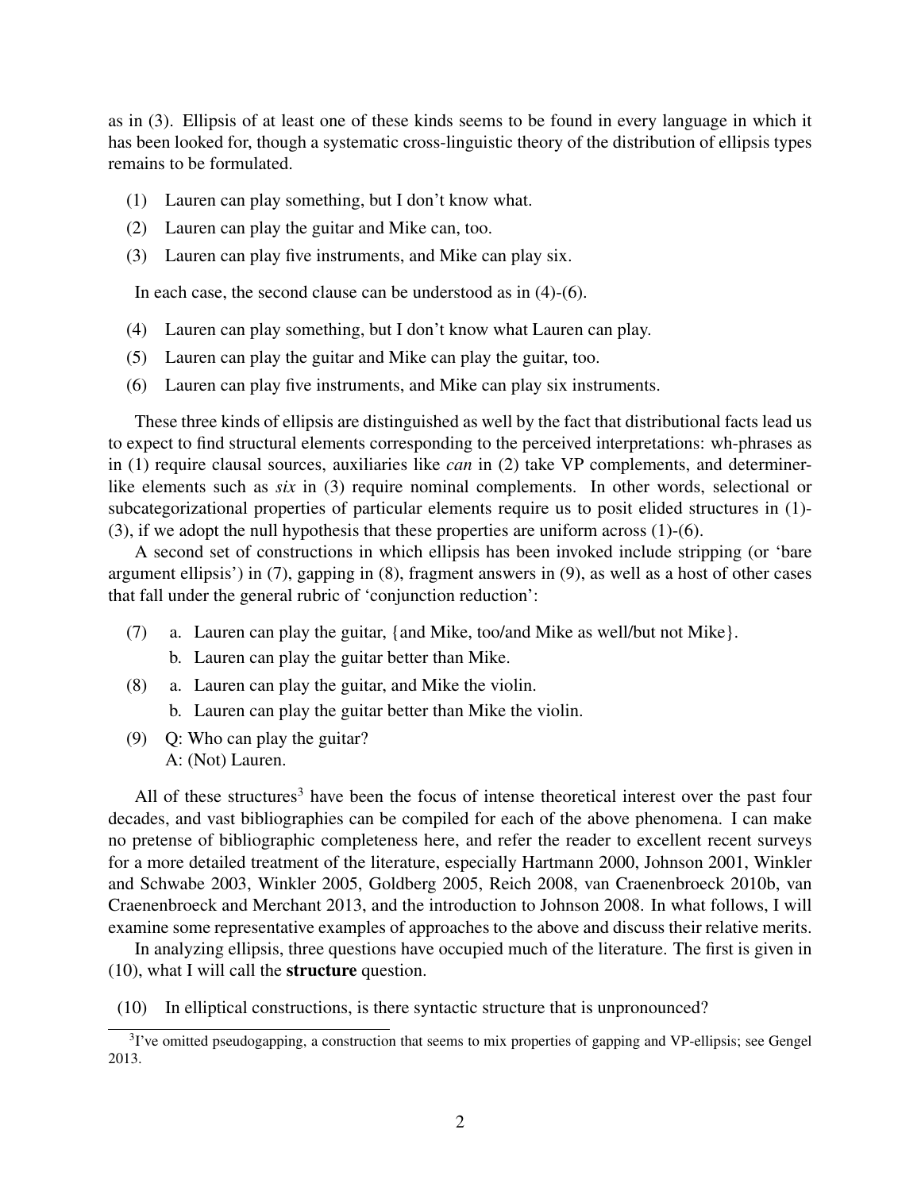as in (3). Ellipsis of at least one of these kinds seems to be found in every language in which it has been looked for, though a systematic cross-linguistic theory of the distribution of ellipsis types remains to be formulated.

(1) Lauren can play something, but I don't know what.

(2) Lauren can play the guitar and Mike can, too.

(3) Lauren can play five instruments, and Mike can play six.

In each case, the second clause can be understood as in (4)-(6).

(4) Lauren can play something, but I don't know what Lauren can play.

(5) Lauren can play the guitar and Mike can play the guitar, too.

(6) Lauren can play five instruments, and Mike can play six instruments.

These three kinds of ellipsis are distinguished as well by the fact that distributional facts lead us to expect to find structural elements corresponding to the perceived interpretations: wh-phrases as in (1) require clausal sources, auxiliaries like *can* in (2) take VP complements, and determiner-like elements such as *six* in (3) require nominal complements. In other words, selectional or subcategorizational properties of particular elements require us to posit elided structures in (1)-(3), if we adopt the null hypothesis that these properties are uniform across (1)-(6).

A second set of constructions in which ellipsis has been invoked include stripping (or 'bare argument ellipsis') in (7), gapping in (8), fragment answers in (9), as well as a host of other cases that fall under the general rubric of 'conjunction reduction':

(7) a. Lauren can play the guitar, {and Mike, too/and Mike as well/but not Mike}.
    b. Lauren can play the guitar better than Mike.

(8) a. Lauren can play the guitar, and Mike the violin.
    b. Lauren can play the guitar better than Mike the violin.

(9) Q: Who can play the guitar?
    A: (Not) Lauren.

All of these structures[3] have been the focus of intense theoretical interest over the past four decades, and vast bibliographies can be compiled for each of the above phenomena. I can make no pretense of bibliographic completeness here, and refer the reader to excellent recent surveys for a more detailed treatment of the literature, especially Hartmann 2000, Johnson 2001, Winkler and Schwabe 2003, Winkler 2005, Goldberg 2005, Reich 2008, van Craenenbroeck 2010b, van Craenenbroeck and Merchant 2013, and the introduction to Johnson 2008. In what follows, I will examine some representative examples of approaches to the above and discuss their relative merits.

In analyzing ellipsis, three questions have occupied much of the literature. The first is given in (10), what I will call the **structure** question.

(10) In elliptical constructions, is there syntactic structure that is unpronounced?

[3] I've omitted pseudogapping, a construction that seems to mix properties of gapping and VP-ellipsis; see Gengel 2013.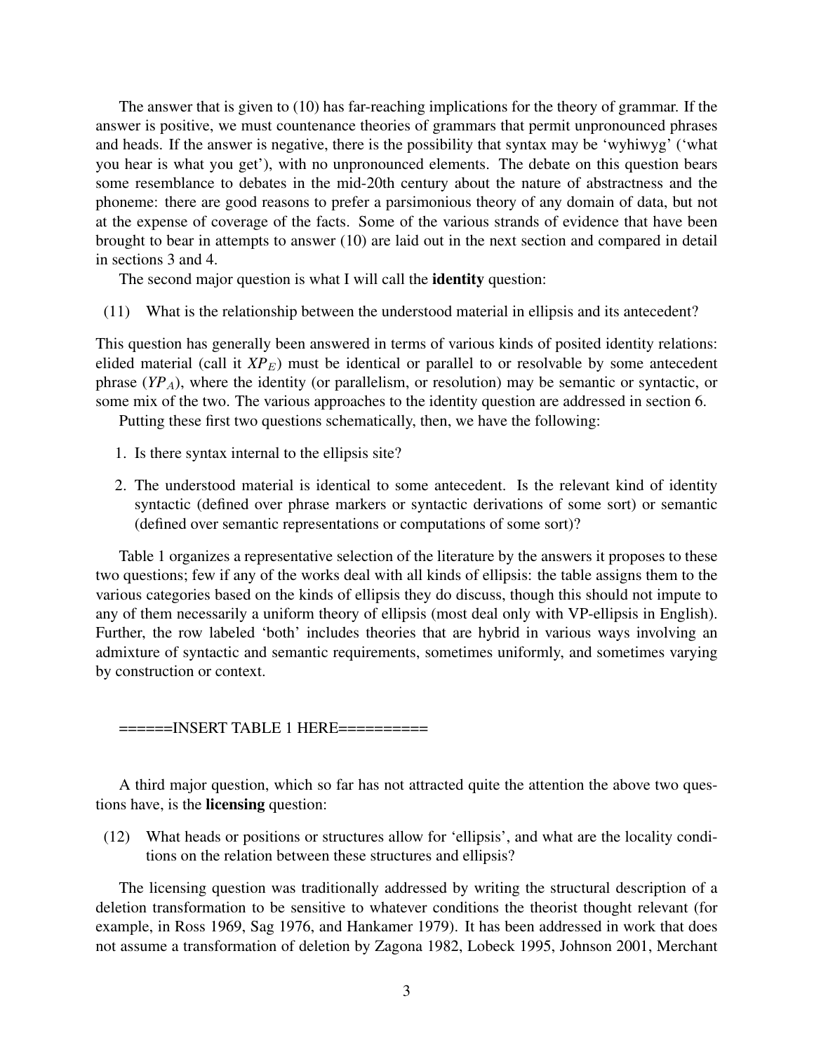The answer that is given to (10) has far-reaching implications for the theory of grammar. If the answer is positive, we must countenance theories of grammars that permit unpronounced phrases and heads. If the answer is negative, there is the possibility that syntax may be 'wyhiwyg' ('what you hear is what you get'), with no unpronounced elements. The debate on this question bears some resemblance to debates in the mid-20th century about the nature of abstractness and the phoneme: there are good reasons to prefer a parsimonious theory of any domain of data, but not at the expense of coverage of the facts. Some of the various strands of evidence that have been brought to bear in attempts to answer (10) are laid out in the next section and compared in detail in sections 3 and 4.

The second major question is what I will call the **identity** question:

(11) What is the relationship between the understood material in ellipsis and its antecedent?

This question has generally been answered in terms of various kinds of posited identity relations: elided material (call it $XP_E$) must be identical or parallel to or resolvable by some antecedent phrase ($YP_A$), where the identity (or parallelism, or resolution) may be semantic or syntactic, or some mix of the two. The various approaches to the identity question are addressed in section 6.

Putting these first two questions schematically, then, we have the following:

1. Is there syntax internal to the ellipsis site?
2. The understood material is identical to some antecedent. Is the relevant kind of identity syntactic (defined over phrase markers or syntactic derivations of some sort) or semantic (defined over semantic representations or computations of some sort)?

Table 1 organizes a representative selection of the literature by the answers it proposes to these two questions; few if any of the works deal with all kinds of ellipsis: the table assigns them to the various categories based on the kinds of ellipsis they do discuss, though this should not impute to any of them necessarily a uniform theory of ellipsis (most deal only with VP-ellipsis in English). Further, the row labeled 'both' includes theories that are hybrid in various ways involving an admixture of syntactic and semantic requirements, sometimes uniformly, and sometimes varying by construction or context.

======INSERT TABLE 1 HERE==========

A third major question, which so far has not attracted quite the attention the above two questions have, is the **licensing** question:

(12) What heads or positions or structures allow for 'ellipsis', and what are the locality conditions on the relation between these structures and ellipsis?

The licensing question was traditionally addressed by writing the structural description of a deletion transformation to be sensitive to whatever conditions the theorist thought relevant (for example, in Ross 1969, Sag 1976, and Hankamer 1979). It has been addressed in work that does not assume a transformation of deletion by Zagona 1982, Lobeck 1995, Johnson 2001, Merchant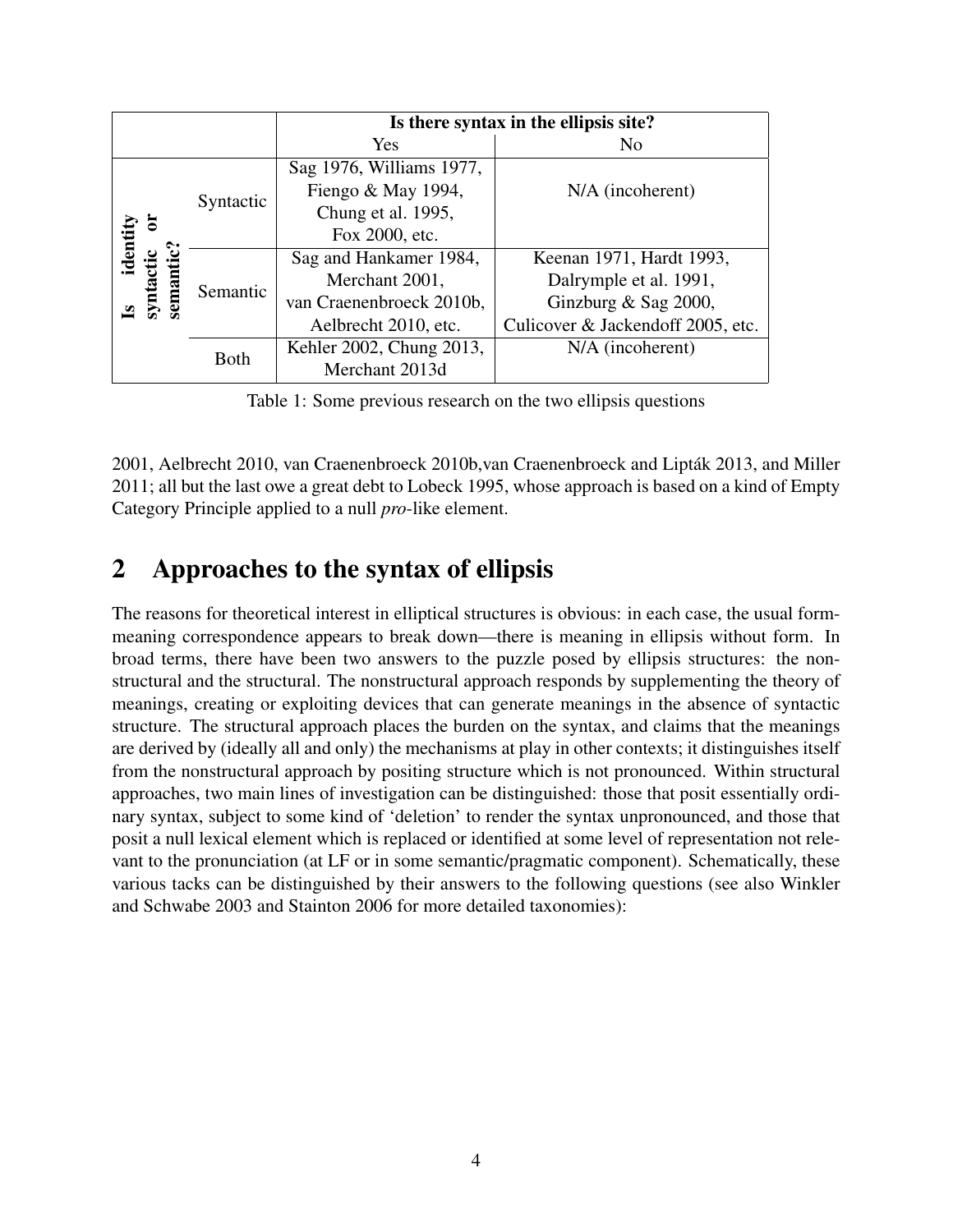| | | Is there syntax in the ellipsis site? | |
|---|---|---|---|
| | | Yes | No |
| **Is identity syntactic or semantic?** | Syntactic | Sag 1976, Williams 1977, Fiengo & May 1994, Chung et al. 1995, Fox 2000, etc. | N/A (incoherent) |
| | Semantic | Sag and Hankamer 1984, Merchant 2001, van Craenenbroeck 2010b, Aelbrecht 2010, etc. | Keenan 1971, Hardt 1993, Dalrymple et al. 1991, Ginzburg & Sag 2000, Culicover & Jackendoff 2005, etc. |
| | Both | Kehler 2002, Chung 2013, Merchant 2013d | N/A (incoherent) |

Table 1: Some previous research on the two ellipsis questions

2001, Aelbrecht 2010, van Craenenbroeck 2010b,van Craenenbroeck and Lipták 2013, and Miller 2011; all but the last owe a great debt to Lobeck 1995, whose approach is based on a kind of Empty Category Principle applied to a null *pro*-like element.

## 2 Approaches to the syntax of ellipsis

The reasons for theoretical interest in elliptical structures is obvious: in each case, the usual form-meaning correspondence appears to break down—there is meaning in ellipsis without form. In broad terms, there have been two answers to the puzzle posed by ellipsis structures: the nonstructural and the structural. The nonstructural approach responds by supplementing the theory of meanings, creating or exploiting devices that can generate meanings in the absence of syntactic structure. The structural approach places the burden on the syntax, and claims that the meanings are derived by (ideally all and only) the mechanisms at play in other contexts; it distinguishes itself from the nonstructural approach by positing structure which is not pronounced. Within structural approaches, two main lines of investigation can be distinguished: those that posit essentially ordinary syntax, subject to some kind of 'deletion' to render the syntax unpronounced, and those that posit a null lexical element which is replaced or identified at some level of representation not relevant to the pronunciation (at LF or in some semantic/pragmatic component). Schematically, these various tacks can be distinguished by their answers to the following questions (see also Winkler and Schwabe 2003 and Stainton 2006 for more detailed taxonomies):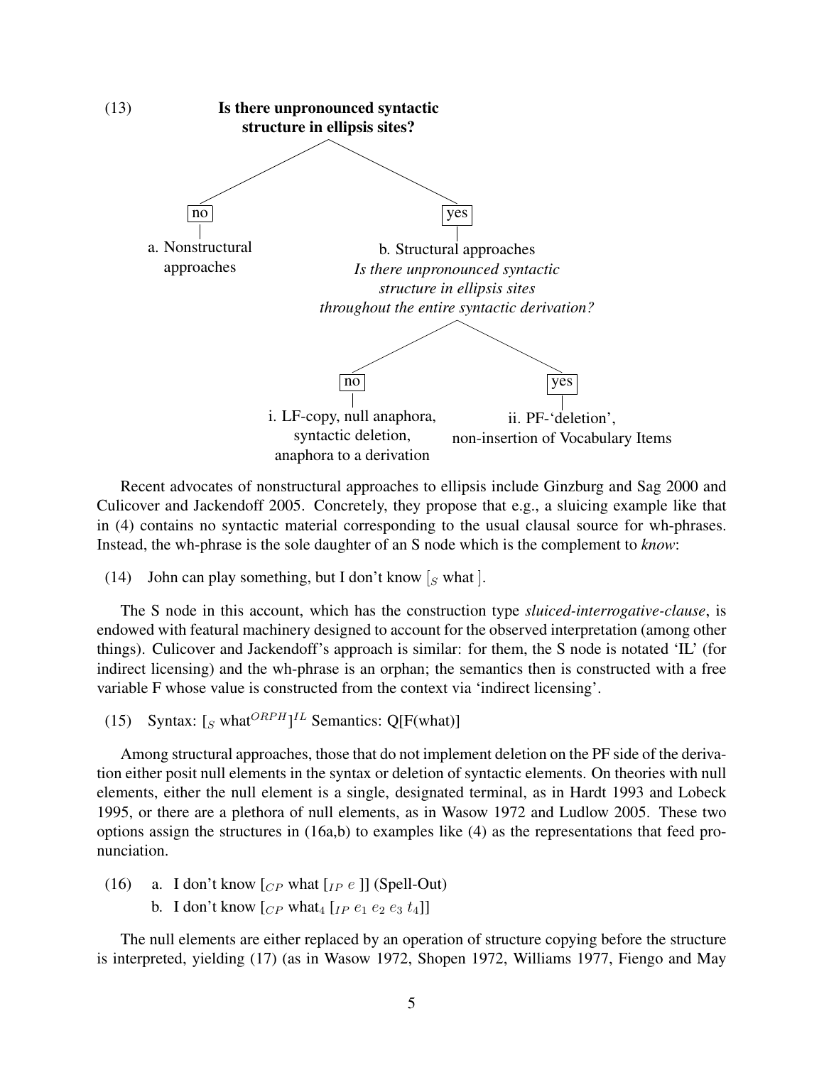(13) **Is there unpronounced syntactic structure in ellipsis sites?**

- **no** — a. Nonstructural approaches
- **yes** — b. Structural approaches
  *Is there unpronounced syntactic structure in ellipsis sites throughout the entire syntactic derivation?*
  - **no** — i. LF-copy, null anaphora, syntactic deletion, anaphora to a derivation
  - **yes** — ii. PF-'deletion', non-insertion of Vocabulary Items

Recent advocates of nonstructural approaches to ellipsis include Ginzburg and Sag 2000 and Culicover and Jackendoff 2005. Concretely, they propose that e.g., a sluicing example like that in (4) contains no syntactic material corresponding to the usual clausal source for wh-phrases. Instead, the wh-phrase is the sole daughter of an S node which is the complement to *know*:

(14) John can play something, but I don't know [$_S$ what ].

The S node in this account, which has the construction type *sluiced-interrogative-clause*, is endowed with featural machinery designed to account for the observed interpretation (among other things). Culicover and Jackendoff's approach is similar: for them, the S node is notated 'IL' (for indirect licensing) and the wh-phrase is an orphan; the semantics then is constructed with a free variable F whose value is constructed from the context via 'indirect licensing'.

(15) Syntax: [$_S$ what$^{ORPH}$]$^{IL}$ Semantics: Q[F(what)]

Among structural approaches, those that do not implement deletion on the PF side of the derivation either posit null elements in the syntax or deletion of syntactic elements. On theories with null elements, either the null element is a single, designated terminal, as in Hardt 1993 and Lobeck 1995, or there are a plethora of null elements, as in Wasow 1972 and Ludlow 2005. These two options assign the structures in (16a,b) to examples like (4) as the representations that feed pronunciation.

(16) a. I don't know [$_{CP}$ what [$_{IP}$ $e$ ]] (Spell-Out)
b. I don't know [$_{CP}$ what$_4$ [$_{IP}$ $e_1$ $e_2$ $e_3$ $t_4$]]

The null elements are either replaced by an operation of structure copying before the structure is interpreted, yielding (17) (as in Wasow 1972, Shopen 1972, Williams 1977, Fiengo and May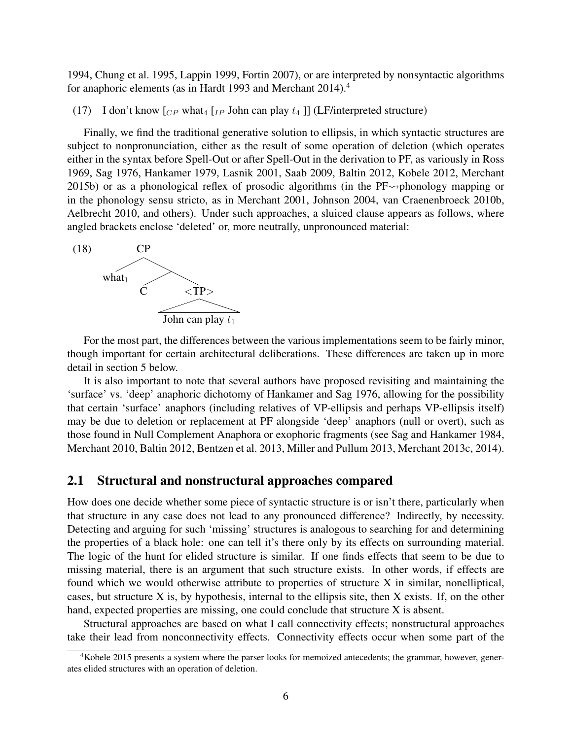1994, Chung et al. 1995, Lappin 1999, Fortin 2007), or are interpreted by nonsyntactic algorithms for anaphoric elements (as in Hardt 1993 and Merchant 2014).[4]

(17) I don't know [$_{CP}$ what$_4$ [$_{IP}$ John can play $t_4$ ]] (LF/interpreted structure)

Finally, we find the traditional generative solution to ellipsis, in which syntactic structures are subject to nonpronunciation, either as the result of some operation of deletion (which operates either in the syntax before Spell-Out or after Spell-Out in the derivation to PF, as variously in Ross 1969, Sag 1976, Hankamer 1979, Lasnik 2001, Saab 2009, Baltin 2012, Kobele 2012, Merchant 2015b) or as a phonological reflex of prosodic algorithms (in the PF⇝phonology mapping or in the phonology sensu stricto, as in Merchant 2001, Johnson 2004, van Craenenbroeck 2010b, Aelbrecht 2010, and others). Under such approaches, a sluiced clause appears as follows, where angled brackets enclose 'deleted' or, more neutrally, unpronounced material:

(18) [$_{CP}$ what$_1$ [ C <[$_{TP}$ John can play $t_1$]> ]]

For the most part, the differences between the various implementations seem to be fairly minor, though important for certain architectural deliberations. These differences are taken up in more detail in section 5 below.

It is also important to note that several authors have proposed revisiting and maintaining the 'surface' vs. 'deep' anaphoric dichotomy of Hankamer and Sag 1976, allowing for the possibility that certain 'surface' anaphors (including relatives of VP-ellipsis and perhaps VP-ellipsis itself) may be due to deletion or replacement at PF alongside 'deep' anaphors (null or overt), such as those found in Null Complement Anaphora or exophoric fragments (see Sag and Hankamer 1984, Merchant 2010, Baltin 2012, Bentzen et al. 2013, Miller and Pullum 2013, Merchant 2013c, 2014).

## 2.1 Structural and nonstructural approaches compared

How does one decide whether some piece of syntactic structure is or isn't there, particularly when that structure in any case does not lead to any pronounced difference? Indirectly, by necessity. Detecting and arguing for such 'missing' structures is analogous to searching for and determining the properties of a black hole: one can tell it's there only by its effects on surrounding material. The logic of the hunt for elided structure is similar. If one finds effects that seem to be due to missing material, there is an argument that such structure exists. In other words, if effects are found which we would otherwise attribute to properties of structure X in similar, nonelliptical, cases, but structure X is, by hypothesis, internal to the ellipsis site, then X exists. If, on the other hand, expected properties are missing, one could conclude that structure X is absent.

Structural approaches are based on what I call connectivity effects; nonstructural approaches take their lead from nonconnectivity effects. Connectivity effects occur when some part of the

[4] Kobele 2015 presents a system where the parser looks for memoized antecedents; the grammar, however, generates elided structures with an operation of deletion.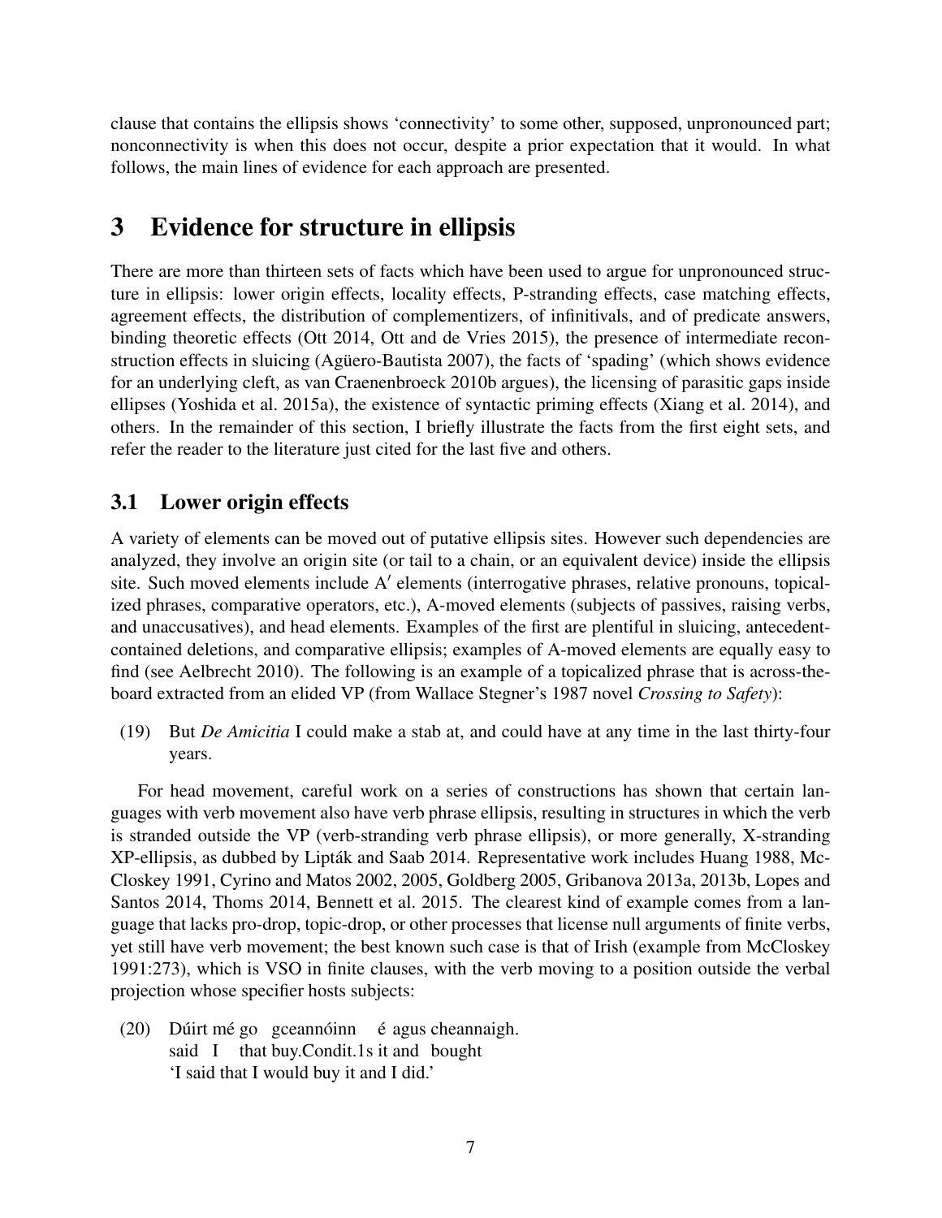clause that contains the ellipsis shows 'connectivity' to some other, supposed, unpronounced part; nonconnectivity is when this does not occur, despite a prior expectation that it would. In what follows, the main lines of evidence for each approach are presented.

# 3 Evidence for structure in ellipsis

There are more than thirteen sets of facts which have been used to argue for unpronounced structure in ellipsis: lower origin effects, locality effects, P-stranding effects, case matching effects, agreement effects, the distribution of complementizers, of infinitivals, and of predicate answers, binding theoretic effects (Ott 2014, Ott and de Vries 2015), the presence of intermediate reconstruction effects in sluicing (Agüero-Bautista 2007), the facts of 'spading' (which shows evidence for an underlying cleft, as van Craenenbroeck 2010b argues), the licensing of parasitic gaps inside ellipses (Yoshida et al. 2015a), the existence of syntactic priming effects (Xiang et al. 2014), and others. In the remainder of this section, I briefly illustrate the facts from the first eight sets, and refer the reader to the literature just cited for the last five and others.

## 3.1 Lower origin effects

A variety of elements can be moved out of putative ellipsis sites. However such dependencies are analyzed, they involve an origin site (or tail to a chain, or an equivalent device) inside the ellipsis site. Such moved elements include A′ elements (interrogative phrases, relative pronouns, topicalized phrases, comparative operators, etc.), A-moved elements (subjects of passives, raising verbs, and unaccusatives), and head elements. Examples of the first are plentiful in sluicing, antecedent-contained deletions, and comparative ellipsis; examples of A-moved elements are equally easy to find (see Aelbrecht 2010). The following is an example of a topicalized phrase that is across-the-board extracted from an elided VP (from Wallace Stegner's 1987 novel *Crossing to Safety*):

(19) But *De Amicitia* I could make a stab at, and could have at any time in the last thirty-four years.

For head movement, careful work on a series of constructions has shown that certain languages with verb movement also have verb phrase ellipsis, resulting in structures in which the verb is stranded outside the VP (verb-stranding verb phrase ellipsis), or more generally, X-stranding XP-ellipsis, as dubbed by Lipták and Saab 2014. Representative work includes Huang 1988, McCloskey 1991, Cyrino and Matos 2002, 2005, Goldberg 2005, Gribanova 2013a, 2013b, Lopes and Santos 2014, Thoms 2014, Bennett et al. 2015. The clearest kind of example comes from a language that lacks pro-drop, topic-drop, or other processes that license null arguments of finite verbs, yet still have verb movement; the best known such case is that of Irish (example from McCloskey 1991:273), which is VSO in finite clauses, with the verb moving to a position outside the verbal projection whose specifier hosts subjects:

(20) Dúirt mé go gceannóinn é agus cheannaigh.
said I that buy.Condit.1s it and bought
'I said that I would buy it and I did.'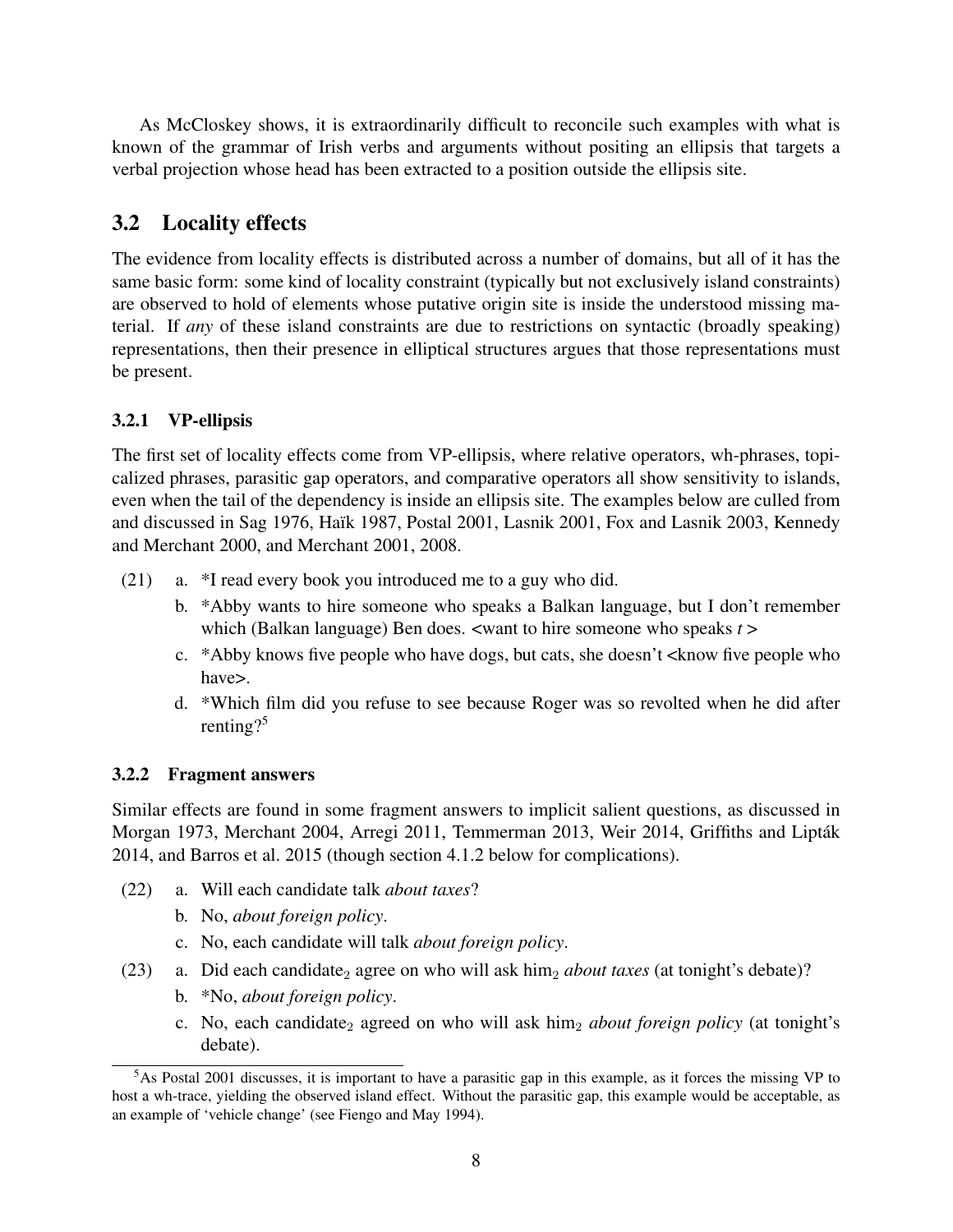As McCloskey shows, it is extraordinarily difficult to reconcile such examples with what is known of the grammar of Irish verbs and arguments without positing an ellipsis that targets a verbal projection whose head has been extracted to a position outside the ellipsis site.

## 3.2 Locality effects

The evidence from locality effects is distributed across a number of domains, but all of it has the same basic form: some kind of locality constraint (typically but not exclusively island constraints) are observed to hold of elements whose putative origin site is inside the understood missing material. If *any* of these island constraints are due to restrictions on syntactic (broadly speaking) representations, then their presence in elliptical structures argues that those representations must be present.

### 3.2.1 VP-ellipsis

The first set of locality effects come from VP-ellipsis, where relative operators, wh-phrases, topicalized phrases, parasitic gap operators, and comparative operators all show sensitivity to islands, even when the tail of the dependency is inside an ellipsis site. The examples below are culled from and discussed in Sag 1976, Haïk 1987, Postal 2001, Lasnik 2001, Fox and Lasnik 2003, Kennedy and Merchant 2000, and Merchant 2001, 2008.

(21) a. *I read every book you introduced me to a guy who did.
  b. *Abby wants to hire someone who speaks a Balkan language, but I don't remember which (Balkan language) Ben does. <want to hire someone who speaks *t* >
  c. *Abby knows five people who have dogs, but cats, she doesn't <know five people who have>.
  d. *Which film did you refuse to see because Roger was so revolted when he did after renting?[5]

### 3.2.2 Fragment answers

Similar effects are found in some fragment answers to implicit salient questions, as discussed in Morgan 1973, Merchant 2004, Arregi 2011, Temmerman 2013, Weir 2014, Griffiths and Lipták 2014, and Barros et al. 2015 (though section 4.1.2 below for complications).

(22) a. Will each candidate talk *about taxes*?
  b. No, *about foreign policy*.
  c. No, each candidate will talk *about foreign policy*.

(23) a. Did each candidate$_2$ agree on who will ask him$_2$ *about taxes* (at tonight's debate)?
  b. *No, *about foreign policy*.
  c. No, each candidate$_2$ agreed on who will ask him$_2$ *about foreign policy* (at tonight's debate).

[5] As Postal 2001 discusses, it is important to have a parasitic gap in this example, as it forces the missing VP to host a wh-trace, yielding the observed island effect. Without the parasitic gap, this example would be acceptable, as an example of 'vehicle change' (see Fiengo and May 1994).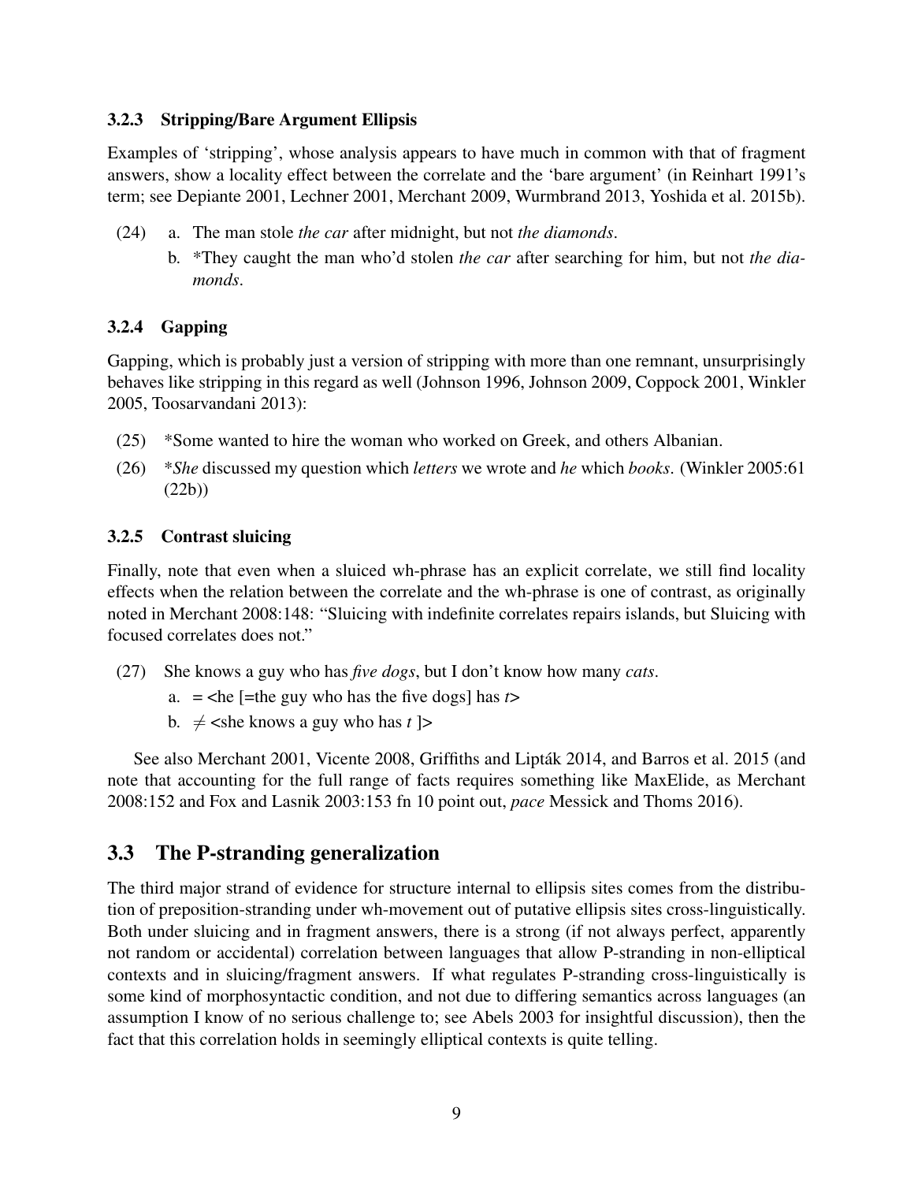### 3.2.3 Stripping/Bare Argument Ellipsis

Examples of 'stripping', whose analysis appears to have much in common with that of fragment answers, show a locality effect between the correlate and the 'bare argument' (in Reinhart 1991's term; see Depiante 2001, Lechner 2001, Merchant 2009, Wurmbrand 2013, Yoshida et al. 2015b).

(24) a. The man stole *the car* after midnight, but not *the diamonds*.

b. *They caught the man who'd stolen *the car* after searching for him, but not *the diamonds*.

### 3.2.4 Gapping

Gapping, which is probably just a version of stripping with more than one remnant, unsurprisingly behaves like stripping in this regard as well (Johnson 1996, Johnson 2009, Coppock 2001, Winkler 2005, Toosarvandani 2013):

(25) *Some wanted to hire the woman who worked on Greek, and others Albanian.

(26) **She* discussed my question which *letters* we wrote and *he* which *books*. (Winkler 2005:61 (22b))

### 3.2.5 Contrast sluicing

Finally, note that even when a sluiced wh-phrase has an explicit correlate, we still find locality effects when the relation between the correlate and the wh-phrase is one of contrast, as originally noted in Merchant 2008:148: "Sluicing with indefinite correlates repairs islands, but Sluicing with focused correlates does not."

(27) She knows a guy who has *five dogs*, but I don't know how many *cats*.

a. = <he [=the guy who has the five dogs] has *t*>

b. $\neq$ <she knows a guy who has *t* ]>

See also Merchant 2001, Vicente 2008, Griffiths and Lipták 2014, and Barros et al. 2015 (and note that accounting for the full range of facts requires something like MaxElide, as Merchant 2008:152 and Fox and Lasnik 2003:153 fn 10 point out, *pace* Messick and Thoms 2016).

## 3.3 The P-stranding generalization

The third major strand of evidence for structure internal to ellipsis sites comes from the distribution of preposition-stranding under wh-movement out of putative ellipsis sites cross-linguistically. Both under sluicing and in fragment answers, there is a strong (if not always perfect, apparently not random or accidental) correlation between languages that allow P-stranding in non-elliptical contexts and in sluicing/fragment answers. If what regulates P-stranding cross-linguistically is some kind of morphosyntactic condition, and not due to differing semantics across languages (an assumption I know of no serious challenge to; see Abels 2003 for insightful discussion), then the fact that this correlation holds in seemingly elliptical contexts is quite telling.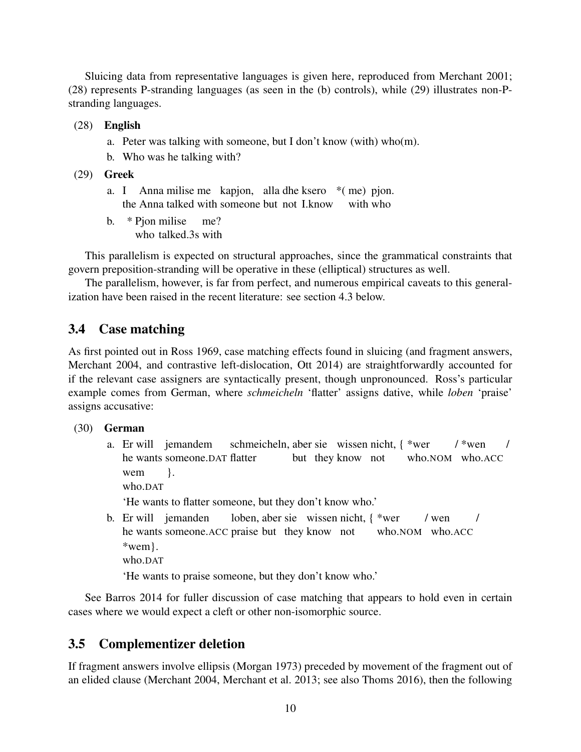Sluicing data from representative languages is given here, reproduced from Merchant 2001; (28) represents P-stranding languages (as seen in the (b) controls), while (29) illustrates non-P-stranding languages.

(28) **English**

a. Peter was talking with someone, but I don't know (with) who(m).

b. Who was he talking with?

(29) **Greek**

a. I Anna milise me kapjon, alla dhe ksero *( me) pjon.
   the Anna talked with someone but not I.know with who

b. * Pjon milise me?
   who talked.3s with

This parallelism is expected on structural approaches, since the grammatical constraints that govern preposition-stranding will be operative in these (elliptical) structures as well.

The parallelism, however, is far from perfect, and numerous empirical caveats to this generalization have been raised in the recent literature: see section 4.3 below.

## 3.4 Case matching

As first pointed out in Ross 1969, case matching effects found in sluicing (and fragment answers, Merchant 2004, and contrastive left-dislocation, Ott 2014) are straightforwardly accounted for if the relevant case assigners are syntactically present, though unpronounced. Ross's particular example comes from German, where *schmeicheln* 'flatter' assigns dative, while *loben* 'praise' assigns accusative:

(30) **German**

a. Er will jemandem schmeicheln, aber sie wissen nicht, { *wer / *wen / wem }.
   he wants someone.DAT flatter but they know not who.NOM who.ACC who.DAT
   'He wants to flatter someone, but they don't know who.'

b. Er will jemanden loben, aber sie wissen nicht, { *wer / wen / *wem}.
   he wants someone.ACC praise but they know not who.NOM who.ACC who.DAT
   'He wants to praise someone, but they don't know who.'

See Barros 2014 for fuller discussion of case matching that appears to hold even in certain cases where we would expect a cleft or other non-isomorphic source.

## 3.5 Complementizer deletion

If fragment answers involve ellipsis (Morgan 1973) preceded by movement of the fragment out of an elided clause (Merchant 2004, Merchant et al. 2013; see also Thoms 2016), then the following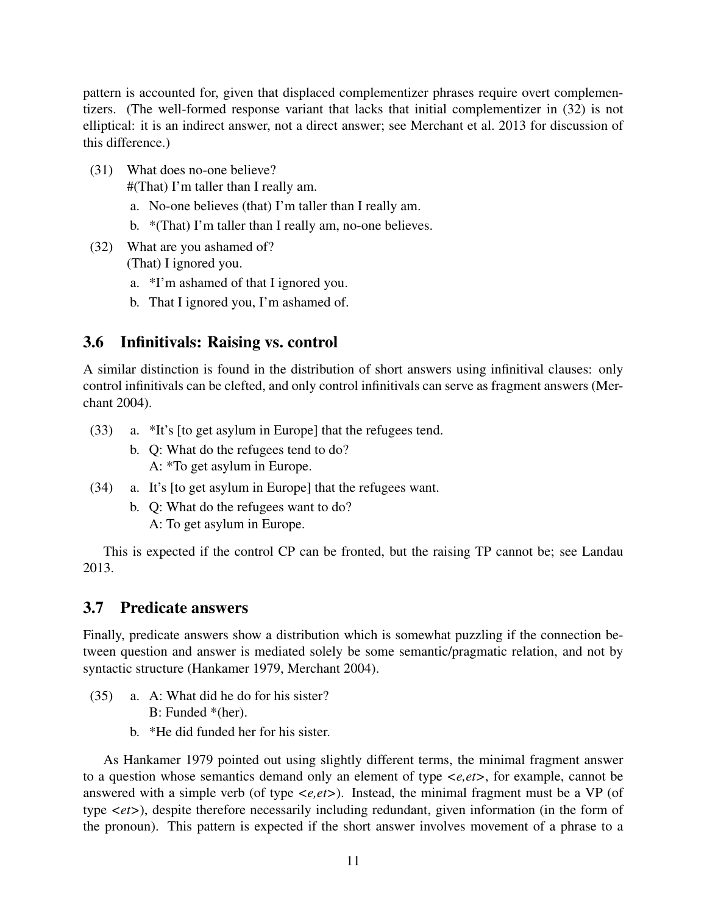pattern is accounted for, given that displaced complementizer phrases require overt complementizers. (The well-formed response variant that lacks that initial complementizer in (32) is not elliptical: it is an indirect answer, not a direct answer; see Merchant et al. 2013 for discussion of this difference.)

(31) What does no-one believe?
#(That) I'm taller than I really am.
   a. No-one believes (that) I'm taller than I really am.
   b. *(That) I'm taller than I really am, no-one believes.

(32) What are you ashamed of?
(That) I ignored you.
   a. *I'm ashamed of that I ignored you.
   b. That I ignored you, I'm ashamed of.

### 3.6 Infinitivals: Raising vs. control

A similar distinction is found in the distribution of short answers using infinitival clauses: only control infinitivals can be clefted, and only control infinitivals can serve as fragment answers (Merchant 2004).

(33) a. *It's [to get asylum in Europe] that the refugees tend.
   b. Q: What do the refugees tend to do?
   A: *To get asylum in Europe.

(34) a. It's [to get asylum in Europe] that the refugees want.
   b. Q: What do the refugees want to do?
   A: To get asylum in Europe.

This is expected if the control CP can be fronted, but the raising TP cannot be; see Landau 2013.

### 3.7 Predicate answers

Finally, predicate answers show a distribution which is somewhat puzzling if the connection between question and answer is mediated solely be some semantic/pragmatic relation, and not by syntactic structure (Hankamer 1979, Merchant 2004).

(35) a. A: What did he do for his sister?
   B: Funded *(her).
   b. *He did funded her for his sister.

As Hankamer 1979 pointed out using slightly different terms, the minimal fragment answer to a question whose semantics demand only an element of type <*e,et*>, for example, cannot be answered with a simple verb (of type <*e,et*>). Instead, the minimal fragment must be a VP (of type <*et*>), despite therefore necessarily including redundant, given information (in the form of the pronoun). This pattern is expected if the short answer involves movement of a phrase to a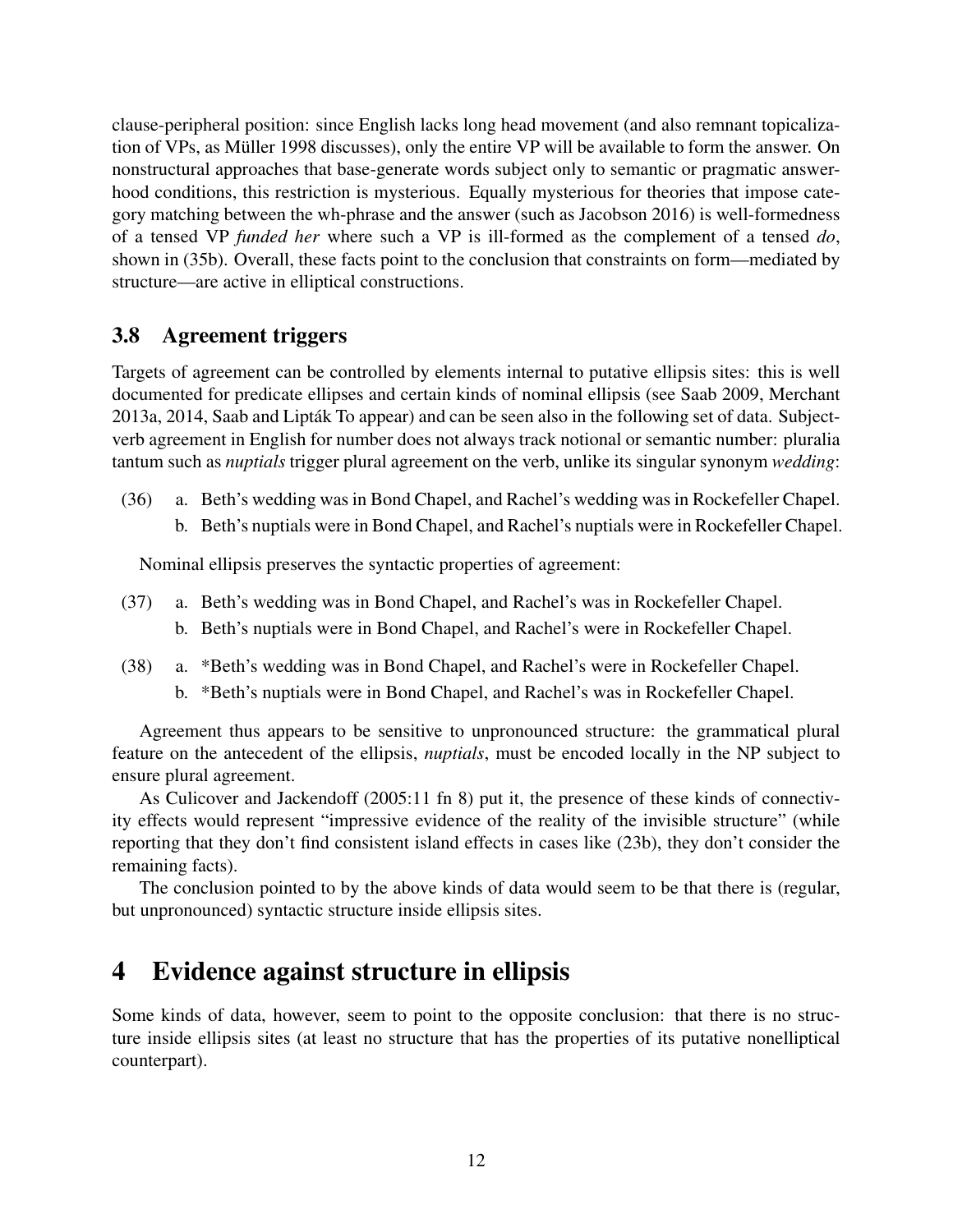clause-peripheral position: since English lacks long head movement (and also remnant topicalization of VPs, as Müller 1998 discusses), only the entire VP will be available to form the answer. On nonstructural approaches that base-generate words subject only to semantic or pragmatic answerhood conditions, this restriction is mysterious. Equally mysterious for theories that impose category matching between the wh-phrase and the answer (such as Jacobson 2016) is well-formedness of a tensed VP *funded her* where such a VP is ill-formed as the complement of a tensed *do*, shown in (35b). Overall, these facts point to the conclusion that constraints on form—mediated by structure—are active in elliptical constructions.

### 3.8 Agreement triggers

Targets of agreement can be controlled by elements internal to putative ellipsis sites: this is well documented for predicate ellipses and certain kinds of nominal ellipsis (see Saab 2009, Merchant 2013a, 2014, Saab and Lipták To appear) and can be seen also in the following set of data. Subject-verb agreement in English for number does not always track notional or semantic number: pluralia tantum such as *nuptials* trigger plural agreement on the verb, unlike its singular synonym *wedding*:

(36) a. Beth's wedding was in Bond Chapel, and Rachel's wedding was in Rockefeller Chapel.
b. Beth's nuptials were in Bond Chapel, and Rachel's nuptials were in Rockefeller Chapel.

Nominal ellipsis preserves the syntactic properties of agreement:

(37) a. Beth's wedding was in Bond Chapel, and Rachel's was in Rockefeller Chapel.
b. Beth's nuptials were in Bond Chapel, and Rachel's were in Rockefeller Chapel.

(38) a. *Beth's wedding was in Bond Chapel, and Rachel's were in Rockefeller Chapel.
b. *Beth's nuptials were in Bond Chapel, and Rachel's was in Rockefeller Chapel.

Agreement thus appears to be sensitive to unpronounced structure: the grammatical plural feature on the antecedent of the ellipsis, *nuptials*, must be encoded locally in the NP subject to ensure plural agreement.

As Culicover and Jackendoff (2005:11 fn 8) put it, the presence of these kinds of connectivity effects would represent "impressive evidence of the reality of the invisible structure" (while reporting that they don't find consistent island effects in cases like (23b), they don't consider the remaining facts).

The conclusion pointed to by the above kinds of data would seem to be that there is (regular, but unpronounced) syntactic structure inside ellipsis sites.

## 4 Evidence against structure in ellipsis

Some kinds of data, however, seem to point to the opposite conclusion: that there is no structure inside ellipsis sites (at least no structure that has the properties of its putative nonelliptical counterpart).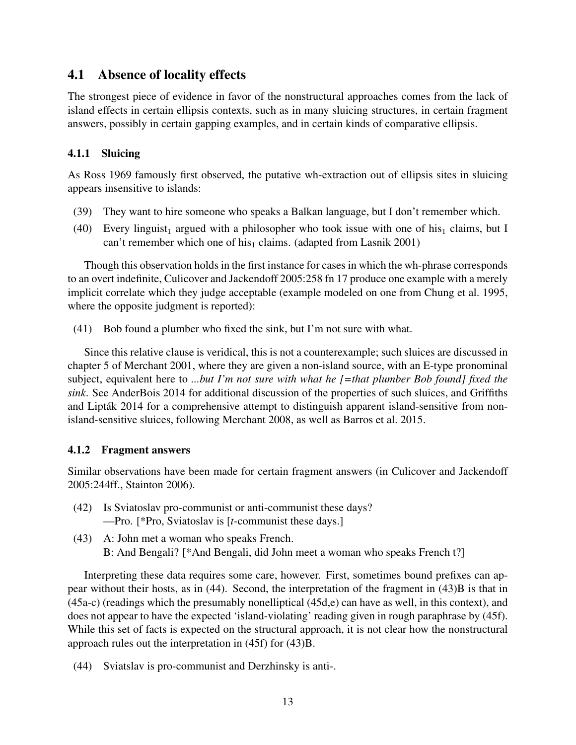## 4.1 Absence of locality effects

The strongest piece of evidence in favor of the nonstructural approaches comes from the lack of island effects in certain ellipsis contexts, such as in many sluicing structures, in certain fragment answers, possibly in certain gapping examples, and in certain kinds of comparative ellipsis.

### 4.1.1 Sluicing

As Ross 1969 famously first observed, the putative wh-extraction out of ellipsis sites in sluicing appears insensitive to islands:

(39) They want to hire someone who speaks a Balkan language, but I don't remember which.

(40) Every linguist$_1$ argued with a philosopher who took issue with one of his$_1$ claims, but I can't remember which one of his$_1$ claims. (adapted from Lasnik 2001)

Though this observation holds in the first instance for cases in which the wh-phrase corresponds to an overt indefinite, Culicover and Jackendoff 2005:258 fn 17 produce one example with a merely implicit correlate which they judge acceptable (example modeled on one from Chung et al. 1995, where the opposite judgment is reported):

(41) Bob found a plumber who fixed the sink, but I'm not sure with what.

Since this relative clause is veridical, this is not a counterexample; such sluices are discussed in chapter 5 of Merchant 2001, where they are given a non-island source, with an E-type pronominal subject, equivalent here to *...but I'm not sure with what he [=that plumber Bob found] fixed the sink*. See AnderBois 2014 for additional discussion of the properties of such sluices, and Griffiths and Lipták 2014 for a comprehensive attempt to distinguish apparent island-sensitive from non-island-sensitive sluices, following Merchant 2008, as well as Barros et al. 2015.

### 4.1.2 Fragment answers

Similar observations have been made for certain fragment answers (in Culicover and Jackendoff 2005:244ff., Stainton 2006).

(42) Is Sviatoslav pro-communist or anti-communist these days?
—Pro. [*Pro, Sviatoslav is [*t*-communist these days.]

(43) A: John met a woman who speaks French.
B: And Bengali? [*And Bengali, did John meet a woman who speaks French t?]

Interpreting these data requires some care, however. First, sometimes bound prefixes can appear without their hosts, as in (44). Second, the interpretation of the fragment in (43)B is that in (45a-c) (readings which the presumably nonelliptical (45d,e) can have as well, in this context), and does not appear to have the expected 'island-violating' reading given in rough paraphrase by (45f). While this set of facts is expected on the structural approach, it is not clear how the nonstructural approach rules out the interpretation in (45f) for (43)B.

(44) Sviatslav is pro-communist and Derzhinsky is anti-.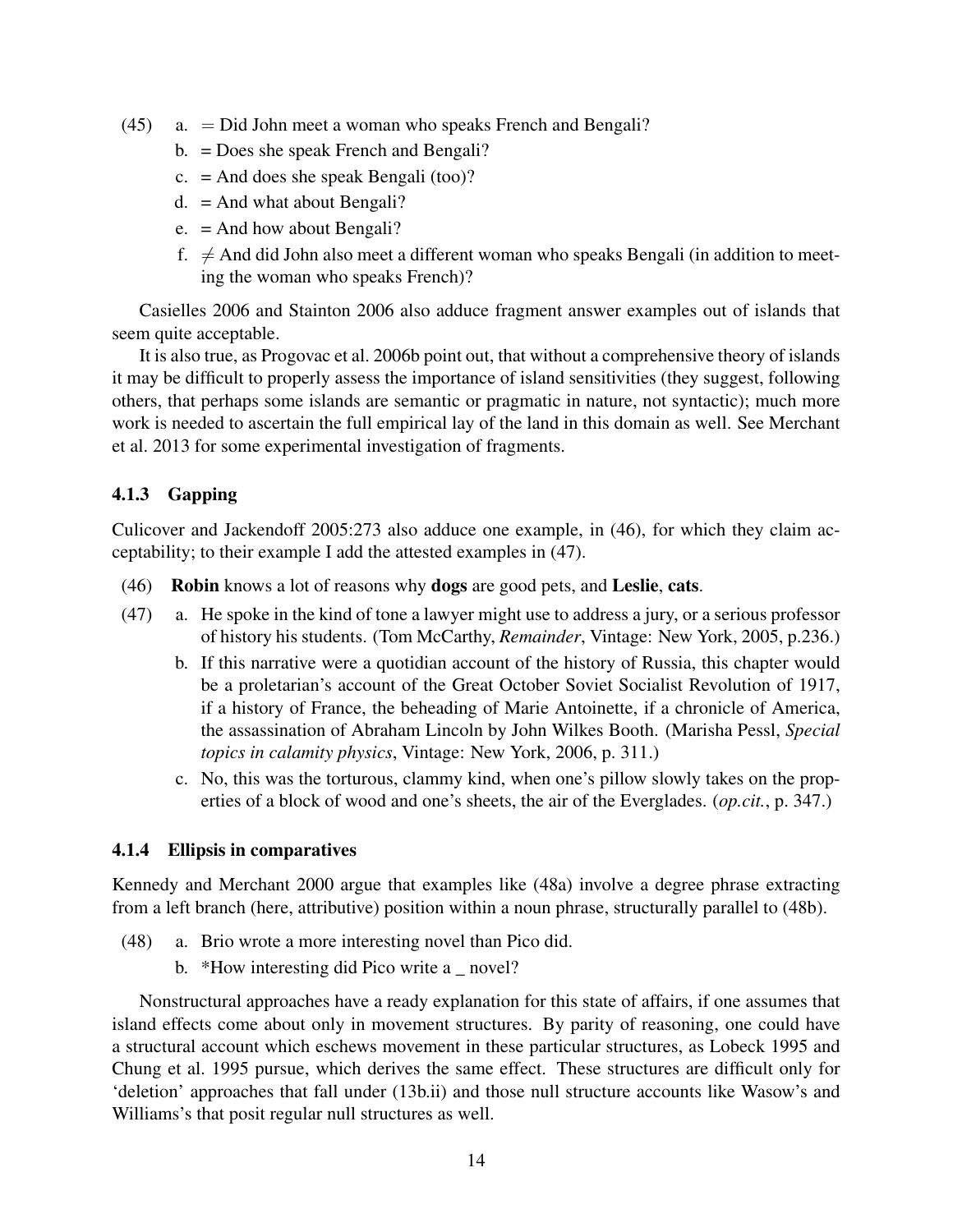(45) a. = Did John meet a woman who speaks French and Bengali?
   b. = Does she speak French and Bengali?
   c. = And does she speak Bengali (too)?
   d. = And what about Bengali?
   e. = And how about Bengali?
   f. ≠ And did John also meet a different woman who speaks Bengali (in addition to meeting the woman who speaks French)?

Casielles 2006 and Stainton 2006 also adduce fragment answer examples out of islands that seem quite acceptable.

It is also true, as Progovac et al. 2006b point out, that without a comprehensive theory of islands it may be difficult to properly assess the importance of island sensitivities (they suggest, following others, that perhaps some islands are semantic or pragmatic in nature, not syntactic); much more work is needed to ascertain the full empirical lay of the land in this domain as well. See Merchant et al. 2013 for some experimental investigation of fragments.

### 4.1.3 Gapping

Culicover and Jackendoff 2005:273 also adduce one example, in (46), for which they claim acceptability; to their example I add the attested examples in (47).

(46) **Robin** knows a lot of reasons why **dogs** are good pets, and **Leslie**, **cats**.

(47) a. He spoke in the kind of tone a lawyer might use to address a jury, or a serious professor of history his students. (Tom McCarthy, *Remainder*, Vintage: New York, 2005, p.236.)
   b. If this narrative were a quotidian account of the history of Russia, this chapter would be a proletarian's account of the Great October Soviet Socialist Revolution of 1917, if a history of France, the beheading of Marie Antoinette, if a chronicle of America, the assassination of Abraham Lincoln by John Wilkes Booth. (Marisha Pessl, *Special topics in calamity physics*, Vintage: New York, 2006, p. 311.)
   c. No, this was the torturous, clammy kind, when one's pillow slowly takes on the properties of a block of wood and one's sheets, the air of the Everglades. (*op.cit.*, p. 347.)

### 4.1.4 Ellipsis in comparatives

Kennedy and Merchant 2000 argue that examples like (48a) involve a degree phrase extracting from a left branch (here, attributive) position within a noun phrase, structurally parallel to (48b).

(48) a. Brio wrote a more interesting novel than Pico did.
   b. *How interesting did Pico write a _ novel?

Nonstructural approaches have a ready explanation for this state of affairs, if one assumes that island effects come about only in movement structures. By parity of reasoning, one could have a structural account which eschews movement in these particular structures, as Lobeck 1995 and Chung et al. 1995 pursue, which derives the same effect. These structures are difficult only for 'deletion' approaches that fall under (13b.ii) and those null structure accounts like Wasow's and Williams's that posit regular null structures as well.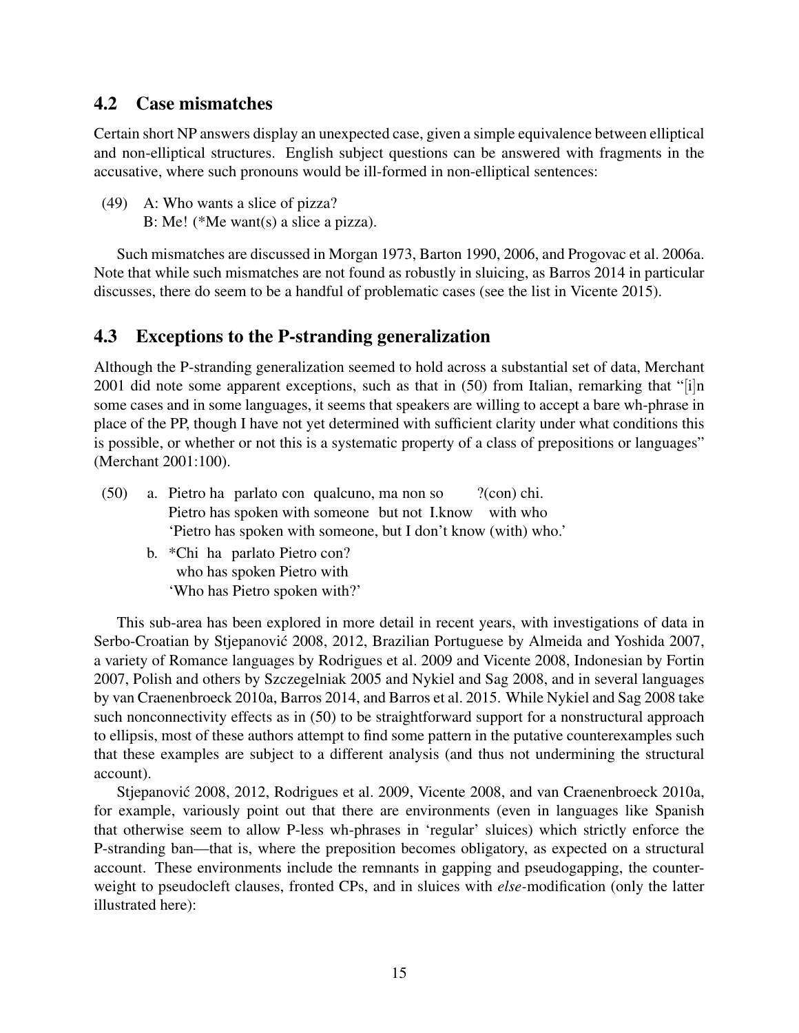## 4.2 Case mismatches

Certain short NP answers display an unexpected case, given a simple equivalence between elliptical and non-elliptical structures. English subject questions can be answered with fragments in the accusative, where such pronouns would be ill-formed in non-elliptical sentences:

(49) A: Who wants a slice of pizza?
B: Me! (*Me want(s) a slice a pizza).

Such mismatches are discussed in Morgan 1973, Barton 1990, 2006, and Progovac et al. 2006a. Note that while such mismatches are not found as robustly in sluicing, as Barros 2014 in particular discusses, there do seem to be a handful of problematic cases (see the list in Vicente 2015).

## 4.3 Exceptions to the P-stranding generalization

Although the P-stranding generalization seemed to hold across a substantial set of data, Merchant 2001 did note some apparent exceptions, such as that in (50) from Italian, remarking that "[i]n some cases and in some languages, it seems that speakers are willing to accept a bare wh-phrase in place of the PP, though I have not yet determined with sufficient clarity under what conditions this is possible, or whether or not this is a systematic property of a class of prepositions or languages" (Merchant 2001:100).

(50) a. Pietro ha parlato con qualcuno, ma non so ?(con) chi.
Pietro has spoken with someone but not I.know with who
'Pietro has spoken with someone, but I don't know (with) who.'

b. *Chi ha parlato Pietro con?
who has spoken Pietro with
'Who has Pietro spoken with?'

This sub-area has been explored in more detail in recent years, with investigations of data in Serbo-Croatian by Stjepanović 2008, 2012, Brazilian Portuguese by Almeida and Yoshida 2007, a variety of Romance languages by Rodrigues et al. 2009 and Vicente 2008, Indonesian by Fortin 2007, Polish and others by Szczegelniak 2005 and Nykiel and Sag 2008, and in several languages by van Craenenbroeck 2010a, Barros 2014, and Barros et al. 2015. While Nykiel and Sag 2008 take such nonconnectivity effects as in (50) to be straightforward support for a nonstructural approach to ellipsis, most of these authors attempt to find some pattern in the putative counterexamples such that these examples are subject to a different analysis (and thus not undermining the structural account).

Stjepanović 2008, 2012, Rodrigues et al. 2009, Vicente 2008, and van Craenenbroeck 2010a, for example, variously point out that there are environments (even in languages like Spanish that otherwise seem to allow P-less wh-phrases in 'regular' sluices) which strictly enforce the P-stranding ban—that is, where the preposition becomes obligatory, as expected on a structural account. These environments include the remnants in gapping and pseudogapping, the counterweight to pseudocleft clauses, fronted CPs, and in sluices with *else*-modification (only the latter illustrated here):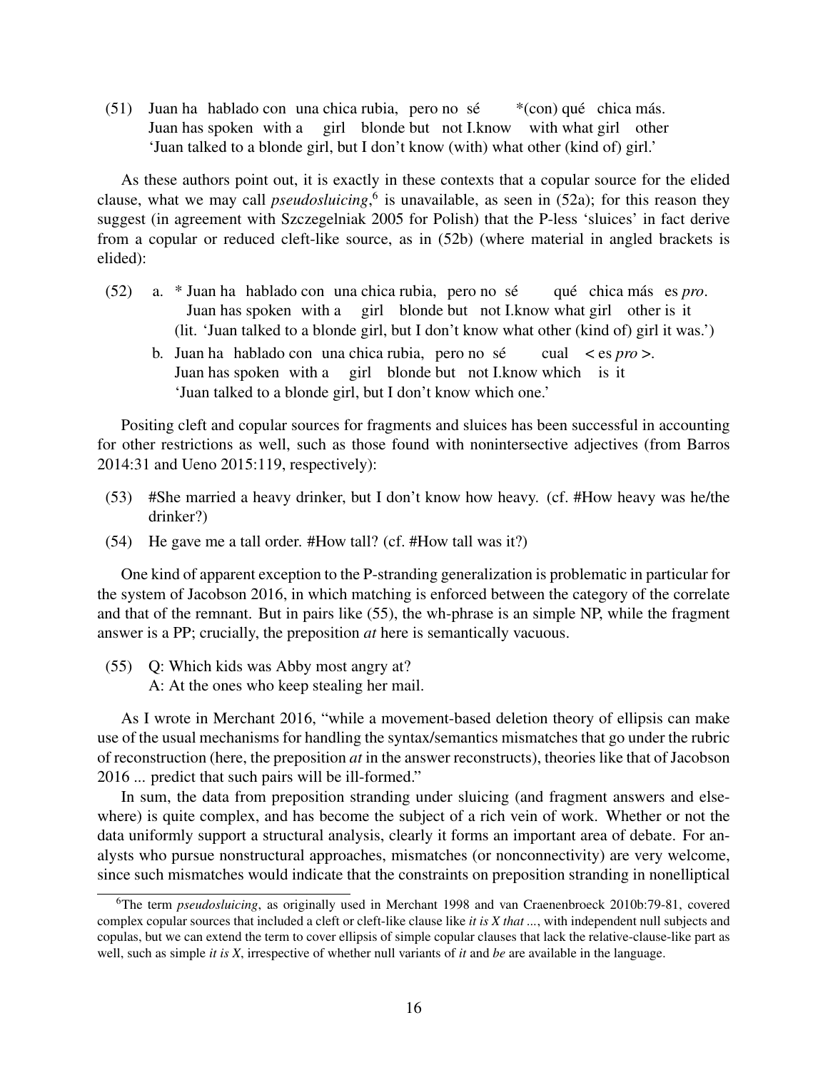(51) Juan ha hablado con una chica rubia, pero no sé *(con) qué chica más.
Juan has spoken with a girl blonde but not I.know with what girl other
'Juan talked to a blonde girl, but I don't know (with) what other (kind of) girl.'

As these authors point out, it is exactly in these contexts that a copular source for the elided clause, what we may call *pseudosluicing*,[6] is unavailable, as seen in (52a); for this reason they suggest (in agreement with Szczegelniak 2005 for Polish) that the P-less 'sluices' in fact derive from a copular or reduced cleft-like source, as in (52b) (where material in angled brackets is elided):

(52) a. * Juan ha hablado con una chica rubia, pero no sé qué chica más es *pro*.
Juan has spoken with a girl blonde but not I.know what girl other is it
(lit. 'Juan talked to a blonde girl, but I don't know what other (kind of) girl it was.')

b. Juan ha hablado con una chica rubia, pero no sé cual < es *pro* >.
Juan has spoken with a girl blonde but not I.know which is it
'Juan talked to a blonde girl, but I don't know which one.'

Positing cleft and copular sources for fragments and sluices has been successful in accounting for other restrictions as well, such as those found with nonintersective adjectives (from Barros 2014:31 and Ueno 2015:119, respectively):

(53) #She married a heavy drinker, but I don't know how heavy. (cf. #How heavy was he/the drinker?)

(54) He gave me a tall order. #How tall? (cf. #How tall was it?)

One kind of apparent exception to the P-stranding generalization is problematic in particular for the system of Jacobson 2016, in which matching is enforced between the category of the correlate and that of the remnant. But in pairs like (55), the wh-phrase is an simple NP, while the fragment answer is a PP; crucially, the preposition *at* here is semantically vacuous.

(55) Q: Which kids was Abby most angry at?
A: At the ones who keep stealing her mail.

As I wrote in Merchant 2016, "while a movement-based deletion theory of ellipsis can make use of the usual mechanisms for handling the syntax/semantics mismatches that go under the rubric of reconstruction (here, the preposition *at* in the answer reconstructs), theories like that of Jacobson 2016 ... predict that such pairs will be ill-formed."

In sum, the data from preposition stranding under sluicing (and fragment answers and elsewhere) is quite complex, and has become the subject of a rich vein of work. Whether or not the data uniformly support a structural analysis, clearly it forms an important area of debate. For analysts who pursue nonstructural approaches, mismatches (or nonconnectivity) are very welcome, since such mismatches would indicate that the constraints on preposition stranding in nonelliptical

[6] The term *pseudosluicing*, as originally used in Merchant 1998 and van Craenenbroeck 2010b:79-81, covered complex copular sources that included a cleft or cleft-like clause like *it is X that ...*, with independent null subjects and copulas, but we can extend the term to cover ellipsis of simple copular clauses that lack the relative-clause-like part as well, such as simple *it is X*, irrespective of whether null variants of *it* and *be* are available in the language.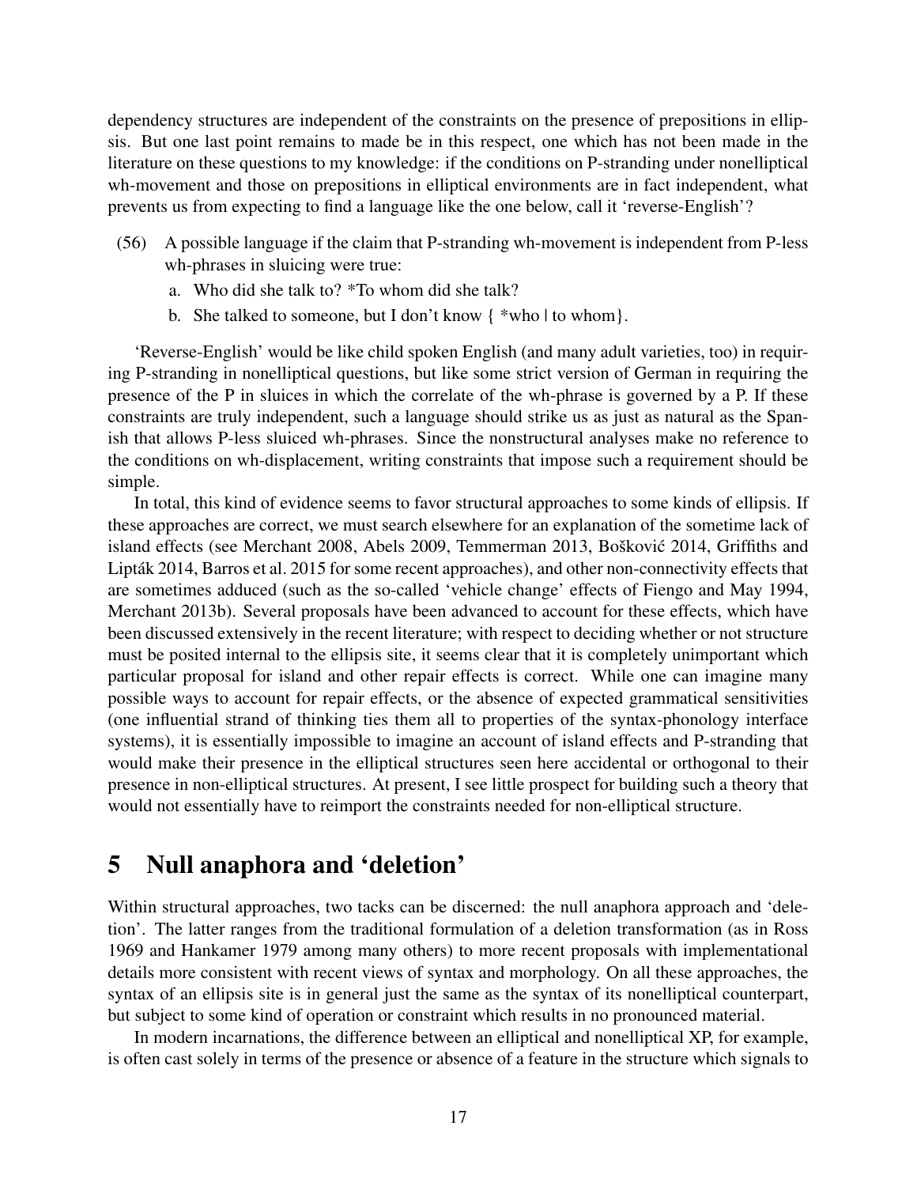dependency structures are independent of the constraints on the presence of prepositions in ellipsis. But one last point remains to made be in this respect, one which has not been made in the literature on these questions to my knowledge: if the conditions on P-stranding under nonelliptical wh-movement and those on prepositions in elliptical environments are in fact independent, what prevents us from expecting to find a language like the one below, call it 'reverse-English'?

(56) A possible language if the claim that P-stranding wh-movement is independent from P-less wh-phrases in sluicing were true:

  a. Who did she talk to? *To whom did she talk?

  b. She talked to someone, but I don't know { *who | to whom}.

'Reverse-English' would be like child spoken English (and many adult varieties, too) in requiring P-stranding in nonelliptical questions, but like some strict version of German in requiring the presence of the P in sluices in which the correlate of the wh-phrase is governed by a P. If these constraints are truly independent, such a language should strike us as just as natural as the Spanish that allows P-less sluiced wh-phrases. Since the nonstructural analyses make no reference to the conditions on wh-displacement, writing constraints that impose such a requirement should be simple.

In total, this kind of evidence seems to favor structural approaches to some kinds of ellipsis. If these approaches are correct, we must search elsewhere for an explanation of the sometime lack of island effects (see Merchant 2008, Abels 2009, Temmerman 2013, Bošković 2014, Griffiths and Lipták 2014, Barros et al. 2015 for some recent approaches), and other non-connectivity effects that are sometimes adduced (such as the so-called 'vehicle change' effects of Fiengo and May 1994, Merchant 2013b). Several proposals have been advanced to account for these effects, which have been discussed extensively in the recent literature; with respect to deciding whether or not structure must be posited internal to the ellipsis site, it seems clear that it is completely unimportant which particular proposal for island and other repair effects is correct. While one can imagine many possible ways to account for repair effects, or the absence of expected grammatical sensitivities (one influential strand of thinking ties them all to properties of the syntax-phonology interface systems), it is essentially impossible to imagine an account of island effects and P-stranding that would make their presence in the elliptical structures seen here accidental or orthogonal to their presence in non-elliptical structures. At present, I see little prospect for building such a theory that would not essentially have to reimport the constraints needed for non-elliptical structure.

# 5 Null anaphora and 'deletion'

Within structural approaches, two tacks can be discerned: the null anaphora approach and 'deletion'. The latter ranges from the traditional formulation of a deletion transformation (as in Ross 1969 and Hankamer 1979 among many others) to more recent proposals with implementational details more consistent with recent views of syntax and morphology. On all these approaches, the syntax of an ellipsis site is in general just the same as the syntax of its nonelliptical counterpart, but subject to some kind of operation or constraint which results in no pronounced material.

In modern incarnations, the difference between an elliptical and nonelliptical XP, for example, is often cast solely in terms of the presence or absence of a feature in the structure which signals to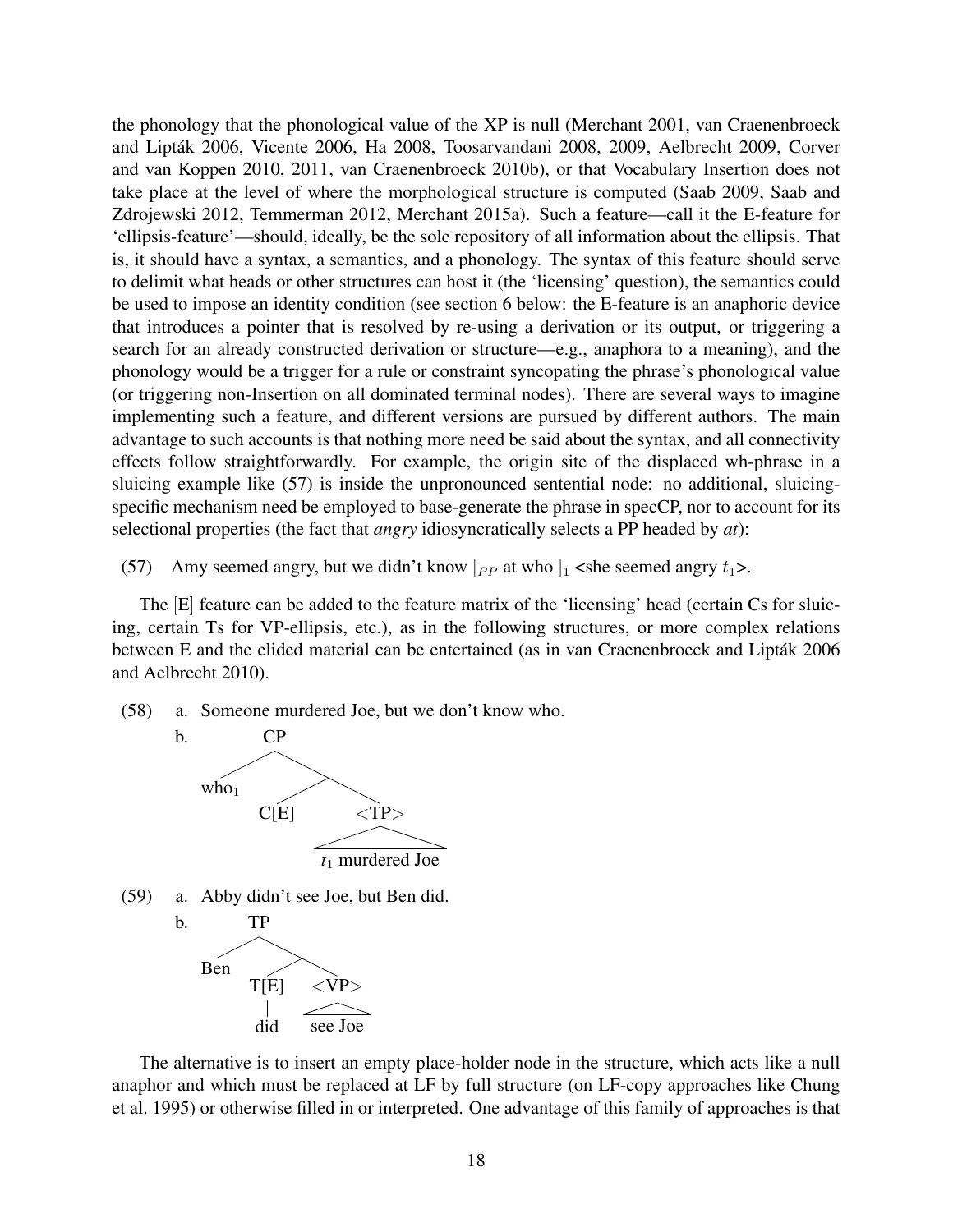the phonology that the phonological value of the XP is null (Merchant 2001, van Craenenbroeck and Lipták 2006, Vicente 2006, Ha 2008, Toosarvandani 2008, 2009, Aelbrecht 2009, Corver and van Koppen 2010, 2011, van Craenenbroeck 2010b), or that Vocabulary Insertion does not take place at the level of where the morphological structure is computed (Saab 2009, Saab and Zdrojewski 2012, Temmerman 2012, Merchant 2015a). Such a feature—call it the E-feature for 'ellipsis-feature'—should, ideally, be the sole repository of all information about the ellipsis. That is, it should have a syntax, a semantics, and a phonology. The syntax of this feature should serve to delimit what heads or other structures can host it (the 'licensing' question), the semantics could be used to impose an identity condition (see section 6 below: the E-feature is an anaphoric device that introduces a pointer that is resolved by re-using a derivation or its output, or triggering a search for an already constructed derivation or structure—e.g., anaphora to a meaning), and the phonology would be a trigger for a rule or constraint syncopating the phrase's phonological value (or triggering non-Insertion on all dominated terminal nodes). There are several ways to imagine implementing such a feature, and different versions are pursued by different authors. The main advantage to such accounts is that nothing more need be said about the syntax, and all connectivity effects follow straightforwardly. For example, the origin site of the displaced wh-phrase in a sluicing example like (57) is inside the unpronounced sentential node: no additional, sluicing-specific mechanism need be employed to base-generate the phrase in specCP, nor to account for its selectional properties (the fact that *angry* idiosyncratically selects a PP headed by *at*):

(57) Amy seemed angry, but we didn't know $[_{PP}$ at who $]_1$ <she seemed angry $t_1$>.

The [E] feature can be added to the feature matrix of the 'licensing' head (certain Cs for sluicing, certain Ts for VP-ellipsis, etc.), as in the following structures, or more complex relations between E and the elided material can be entertained (as in van Craenenbroeck and Lipták 2006 and Aelbrecht 2010).

(58) a. Someone murdered Joe, but we don't know who.

b. [$_{CP}$ who$_1$ [ C[E] <TP> [ $t_1$ murdered Joe ] ] ]

(59) a. Abby didn't see Joe, but Ben did.

b. [$_{TP}$ Ben [ T[E] (did) <VP> [ see Joe ] ] ]

The alternative is to insert an empty place-holder node in the structure, which acts like a null anaphor and which must be replaced at LF by full structure (on LF-copy approaches like Chung et al. 1995) or otherwise filled in or interpreted. One advantage of this family of approaches is that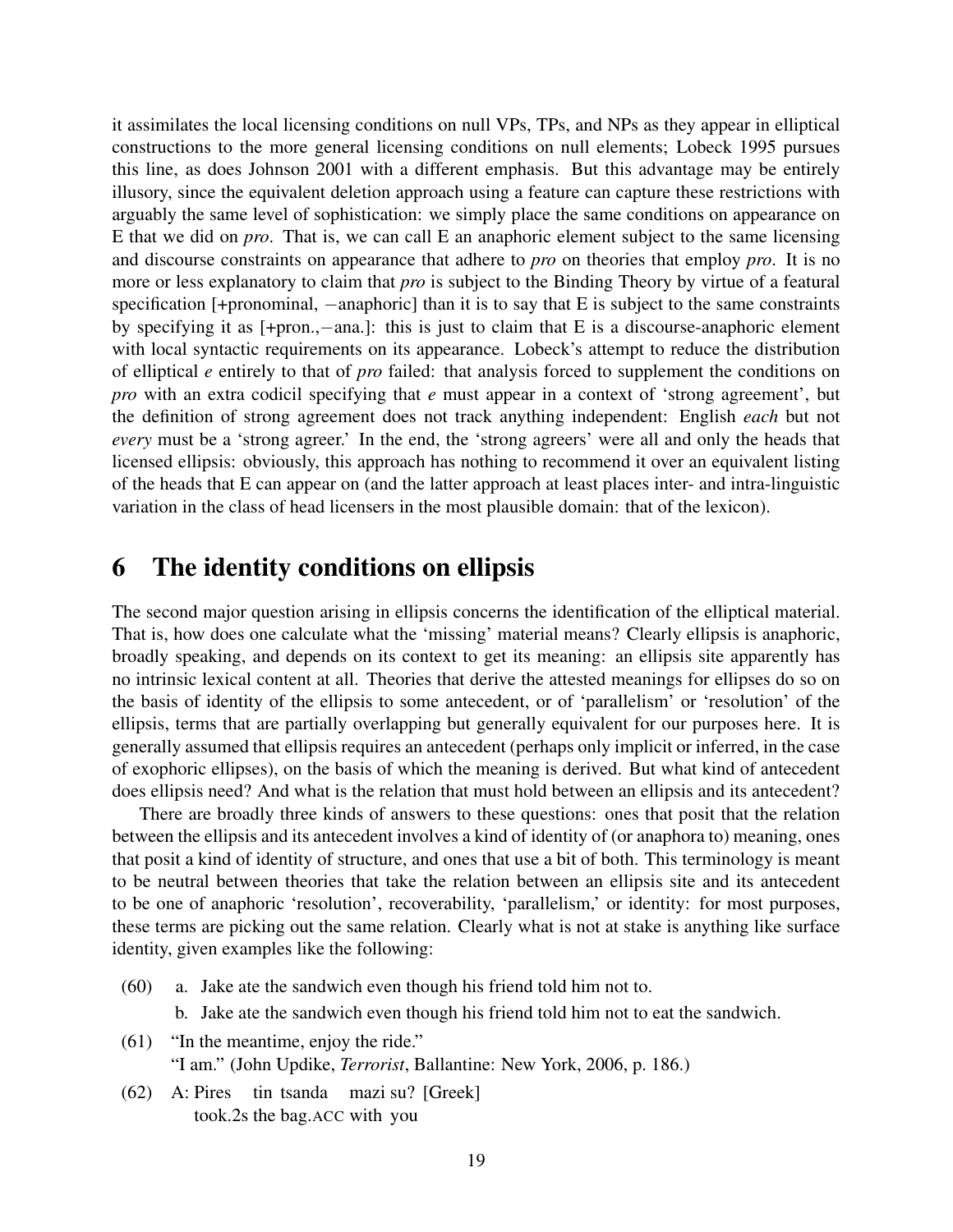it assimilates the local licensing conditions on null VPs, TPs, and NPs as they appear in elliptical constructions to the more general licensing conditions on null elements; Lobeck 1995 pursues this line, as does Johnson 2001 with a different emphasis. But this advantage may be entirely illusory, since the equivalent deletion approach using a feature can capture these restrictions with arguably the same level of sophistication: we simply place the same conditions on appearance on E that we did on *pro*. That is, we can call E an anaphoric element subject to the same licensing and discourse constraints on appearance that adhere to *pro* on theories that employ *pro*. It is no more or less explanatory to claim that *pro* is subject to the Binding Theory by virtue of a featural specification [+pronominal, −anaphoric] than it is to say that E is subject to the same constraints by specifying it as [+pron.,−ana.]: this is just to claim that E is a discourse-anaphoric element with local syntactic requirements on its appearance. Lobeck's attempt to reduce the distribution of elliptical *e* entirely to that of *pro* failed: that analysis forced to supplement the conditions on *pro* with an extra codicil specifying that *e* must appear in a context of 'strong agreement', but the definition of strong agreement does not track anything independent: English *each* but not *every* must be a 'strong agreer.' In the end, the 'strong agreers' were all and only the heads that licensed ellipsis: obviously, this approach has nothing to recommend it over an equivalent listing of the heads that E can appear on (and the latter approach at least places inter- and intra-linguistic variation in the class of head licensers in the most plausible domain: that of the lexicon).

# 6 The identity conditions on ellipsis

The second major question arising in ellipsis concerns the identification of the elliptical material. That is, how does one calculate what the 'missing' material means? Clearly ellipsis is anaphoric, broadly speaking, and depends on its context to get its meaning: an ellipsis site apparently has no intrinsic lexical content at all. Theories that derive the attested meanings for ellipses do so on the basis of identity of the ellipsis to some antecedent, or of 'parallelism' or 'resolution' of the ellipsis, terms that are partially overlapping but generally equivalent for our purposes here. It is generally assumed that ellipsis requires an antecedent (perhaps only implicit or inferred, in the case of exophoric ellipses), on the basis of which the meaning is derived. But what kind of antecedent does ellipsis need? And what is the relation that must hold between an ellipsis and its antecedent?

There are broadly three kinds of answers to these questions: ones that posit that the relation between the ellipsis and its antecedent involves a kind of identity of (or anaphora to) meaning, ones that posit a kind of identity of structure, and ones that use a bit of both. This terminology is meant to be neutral between theories that take the relation between an ellipsis site and its antecedent to be one of anaphoric 'resolution', recoverability, 'parallelism,' or identity: for most purposes, these terms are picking out the same relation. Clearly what is not at stake is anything like surface identity, given examples like the following:

(60) a. Jake ate the sandwich even though his friend told him not to.
     b. Jake ate the sandwich even though his friend told him not to eat the sandwich.

(61) "In the meantime, enjoy the ride."
     "I am." (John Updike, *Terrorist*, Ballantine: New York, 2006, p. 186.)

(62) A: Pires tin tsanda mazi su? [Greek]
     took.2s the bag.ACC with you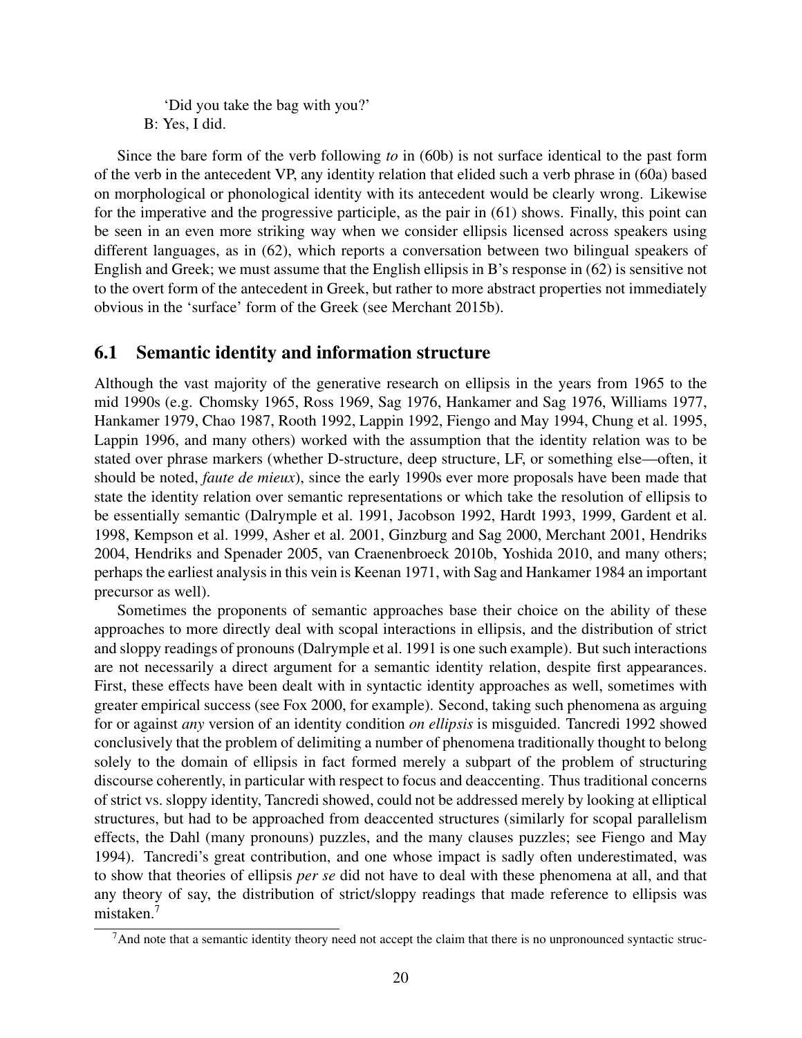'Did you take the bag with you?'

B: Yes, I did.

Since the bare form of the verb following *to* in (60b) is not surface identical to the past form of the verb in the antecedent VP, any identity relation that elided such a verb phrase in (60a) based on morphological or phonological identity with its antecedent would be clearly wrong. Likewise for the imperative and the progressive participle, as the pair in (61) shows. Finally, this point can be seen in an even more striking way when we consider ellipsis licensed across speakers using different languages, as in (62), which reports a conversation between two bilingual speakers of English and Greek; we must assume that the English ellipsis in B's response in (62) is sensitive not to the overt form of the antecedent in Greek, but rather to more abstract properties not immediately obvious in the 'surface' form of the Greek (see Merchant 2015b).

## 6.1 Semantic identity and information structure

Although the vast majority of the generative research on ellipsis in the years from 1965 to the mid 1990s (e.g. Chomsky 1965, Ross 1969, Sag 1976, Hankamer and Sag 1976, Williams 1977, Hankamer 1979, Chao 1987, Rooth 1992, Lappin 1992, Fiengo and May 1994, Chung et al. 1995, Lappin 1996, and many others) worked with the assumption that the identity relation was to be stated over phrase markers (whether D-structure, deep structure, LF, or something else—often, it should be noted, *faute de mieux*), since the early 1990s ever more proposals have been made that state the identity relation over semantic representations or which take the resolution of ellipsis to be essentially semantic (Dalrymple et al. 1991, Jacobson 1992, Hardt 1993, 1999, Gardent et al. 1998, Kempson et al. 1999, Asher et al. 2001, Ginzburg and Sag 2000, Merchant 2001, Hendriks 2004, Hendriks and Spenader 2005, van Craenenbroeck 2010b, Yoshida 2010, and many others; perhaps the earliest analysis in this vein is Keenan 1971, with Sag and Hankamer 1984 an important precursor as well).

Sometimes the proponents of semantic approaches base their choice on the ability of these approaches to more directly deal with scopal interactions in ellipsis, and the distribution of strict and sloppy readings of pronouns (Dalrymple et al. 1991 is one such example). But such interactions are not necessarily a direct argument for a semantic identity relation, despite first appearances. First, these effects have been dealt with in syntactic identity approaches as well, sometimes with greater empirical success (see Fox 2000, for example). Second, taking such phenomena as arguing for or against *any* version of an identity condition *on ellipsis* is misguided. Tancredi 1992 showed conclusively that the problem of delimiting a number of phenomena traditionally thought to belong solely to the domain of ellipsis in fact formed merely a subpart of the problem of structuring discourse coherently, in particular with respect to focus and deaccenting. Thus traditional concerns of strict vs. sloppy identity, Tancredi showed, could not be addressed merely by looking at elliptical structures, but had to be approached from deaccented structures (similarly for scopal parallelism effects, the Dahl (many pronouns) puzzles, and the many clauses puzzles; see Fiengo and May 1994). Tancredi's great contribution, and one whose impact is sadly often underestimated, was to show that theories of ellipsis *per se* did not have to deal with these phenomena at all, and that any theory of say, the distribution of strict/sloppy readings that made reference to ellipsis was mistaken.[7]

[7]And note that a semantic identity theory need not accept the claim that there is no unpronounced syntactic struc-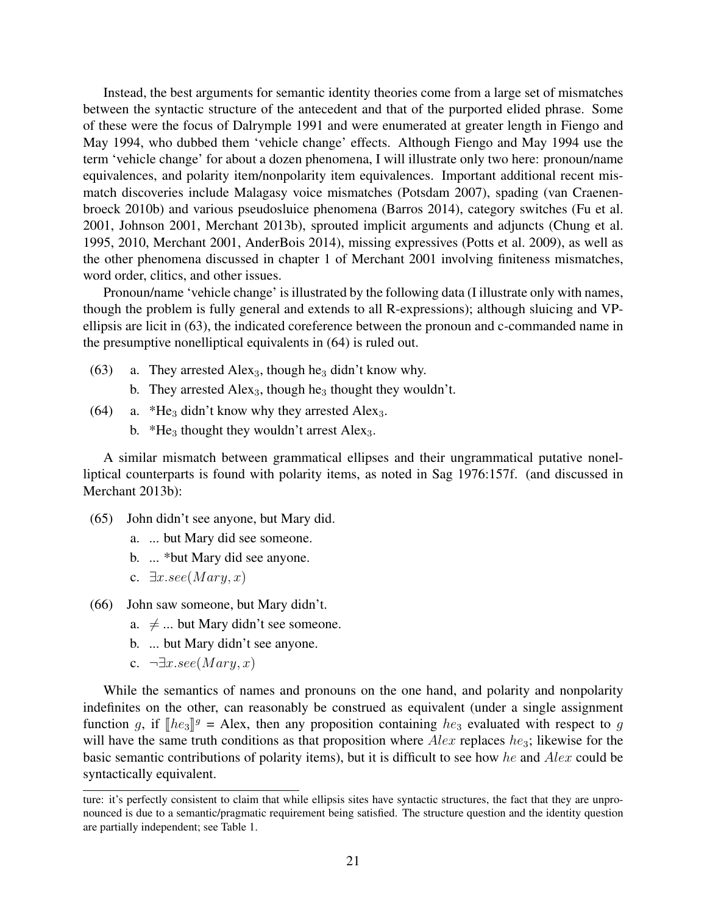Instead, the best arguments for semantic identity theories come from a large set of mismatches between the syntactic structure of the antecedent and that of the purported elided phrase. Some of these were the focus of Dalrymple 1991 and were enumerated at greater length in Fiengo and May 1994, who dubbed them 'vehicle change' effects. Although Fiengo and May 1994 use the term 'vehicle change' for about a dozen phenomena, I will illustrate only two here: pronoun/name equivalences, and polarity item/nonpolarity item equivalences. Important additional recent mismatch discoveries include Malagasy voice mismatches (Potsdam 2007), spading (van Craenenbroeck 2010b) and various pseudosluice phenomena (Barros 2014), category switches (Fu et al. 2001, Johnson 2001, Merchant 2013b), sprouted implicit arguments and adjuncts (Chung et al. 1995, 2010, Merchant 2001, AnderBois 2014), missing expressives (Potts et al. 2009), as well as the other phenomena discussed in chapter 1 of Merchant 2001 involving finiteness mismatches, word order, clitics, and other issues.

Pronoun/name 'vehicle change' is illustrated by the following data (I illustrate only with names, though the problem is fully general and extends to all R-expressions); although sluicing and VP-ellipsis are licit in (63), the indicated coreference between the pronoun and c-commanded name in the presumptive nonelliptical equivalents in (64) is ruled out.

(63) a. They arrested $\text{Alex}_3$, though $\text{he}_3$ didn't know why.

  b. They arrested $\text{Alex}_3$, though $\text{he}_3$ thought they wouldn't.

(64) a. \*$\text{He}_3$ didn't know why they arrested $\text{Alex}_3$.

  b. \*$\text{He}_3$ thought they wouldn't arrest $\text{Alex}_3$.

A similar mismatch between grammatical ellipses and their ungrammatical putative nonelliptical counterparts is found with polarity items, as noted in Sag 1976:157f. (and discussed in Merchant 2013b):

(65) John didn't see anyone, but Mary did.

  a. ... but Mary did see someone.

  b. ... \*but Mary did see anyone.

  c. $\exists x.see(Mary, x)$

(66) John saw someone, but Mary didn't.

  a. $\neq$ ... but Mary didn't see someone.

  b. ... but Mary didn't see anyone.

  c. $\neg\exists x.see(Mary, x)$

While the semantics of names and pronouns on the one hand, and polarity and nonpolarity indefinites on the other, can reasonably be construed as equivalent (under a single assignment function $g$, if $[\![he_3]\!]^g$ = Alex, then any proposition containing $he_3$ evaluated with respect to $g$ will have the same truth conditions as that proposition where $Alex$ replaces $he_3$; likewise for the basic semantic contributions of polarity items), but it is difficult to see how $he$ and $Alex$ could be syntactically equivalent.

ture: it's perfectly consistent to claim that while ellipsis sites have syntactic structures, the fact that they are unpronounced is due to a semantic/pragmatic requirement being satisfied. The structure question and the identity question are partially independent; see Table 1.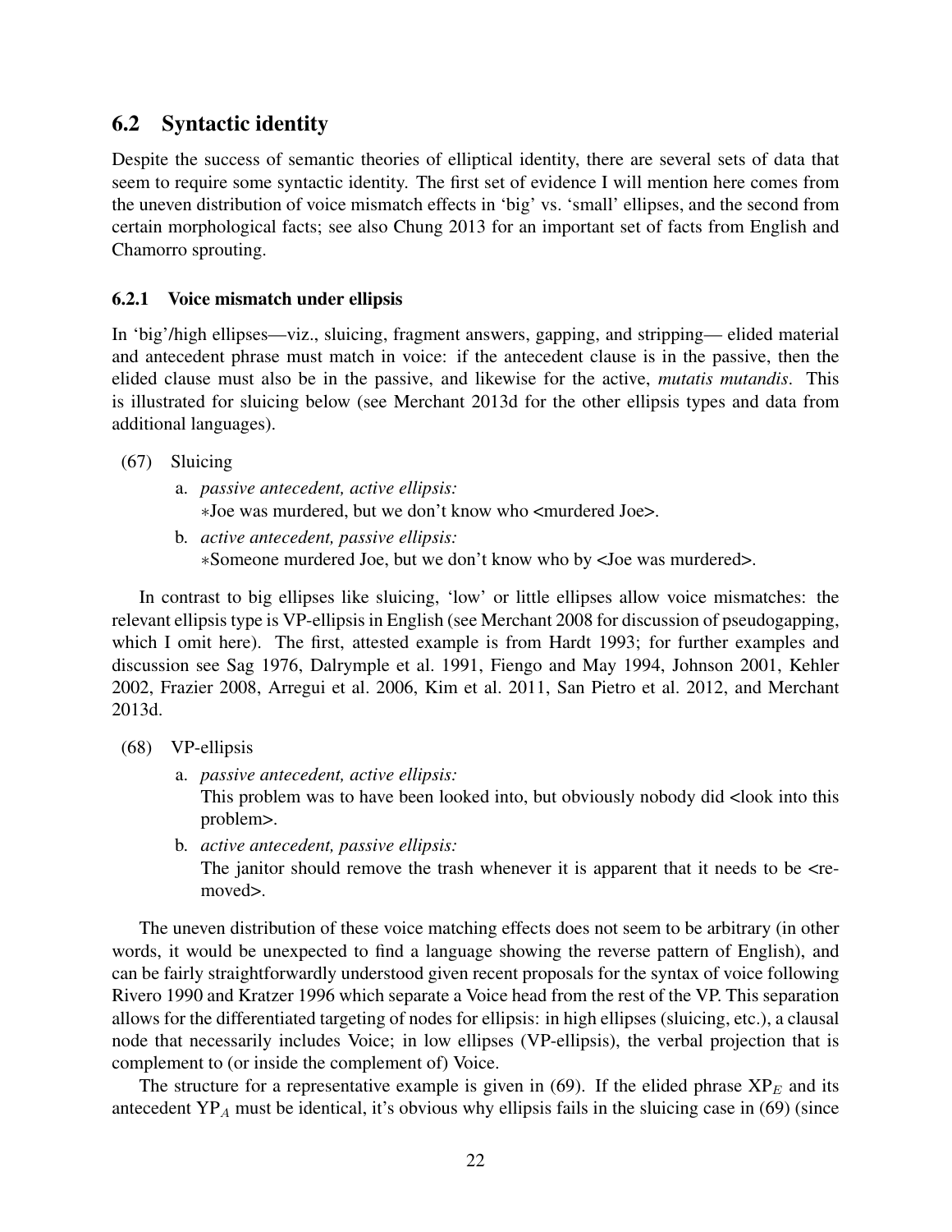## 6.2 Syntactic identity

Despite the success of semantic theories of elliptical identity, there are several sets of data that seem to require some syntactic identity. The first set of evidence I will mention here comes from the uneven distribution of voice mismatch effects in 'big' vs. 'small' ellipses, and the second from certain morphological facts; see also Chung 2013 for an important set of facts from English and Chamorro sprouting.

### 6.2.1 Voice mismatch under ellipsis

In 'big'/high ellipses—viz., sluicing, fragment answers, gapping, and stripping— elided material and antecedent phrase must match in voice: if the antecedent clause is in the passive, then the elided clause must also be in the passive, and likewise for the active, *mutatis mutandis*. This is illustrated for sluicing below (see Merchant 2013d for the other ellipsis types and data from additional languages).

(67) Sluicing

a. *passive antecedent, active ellipsis:*
∗Joe was murdered, but we don't know who <murdered Joe>.

b. *active antecedent, passive ellipsis:*
∗Someone murdered Joe, but we don't know who by <Joe was murdered>.

In contrast to big ellipses like sluicing, 'low' or little ellipses allow voice mismatches: the relevant ellipsis type is VP-ellipsis in English (see Merchant 2008 for discussion of pseudogapping, which I omit here). The first, attested example is from Hardt 1993; for further examples and discussion see Sag 1976, Dalrymple et al. 1991, Fiengo and May 1994, Johnson 2001, Kehler 2002, Frazier 2008, Arregui et al. 2006, Kim et al. 2011, San Pietro et al. 2012, and Merchant 2013d.

(68) VP-ellipsis

a. *passive antecedent, active ellipsis:*
This problem was to have been looked into, but obviously nobody did <look into this problem>.

b. *active antecedent, passive ellipsis:*
The janitor should remove the trash whenever it is apparent that it needs to be <removed>.

The uneven distribution of these voice matching effects does not seem to be arbitrary (in other words, it would be unexpected to find a language showing the reverse pattern of English), and can be fairly straightforwardly understood given recent proposals for the syntax of voice following Rivero 1990 and Kratzer 1996 which separate a Voice head from the rest of the VP. This separation allows for the differentiated targeting of nodes for ellipsis: in high ellipses (sluicing, etc.), a clausal node that necessarily includes Voice; in low ellipses (VP-ellipsis), the verbal projection that is complement to (or inside the complement of) Voice.

The structure for a representative example is given in (69). If the elided phrase $\mathrm{XP}_E$ and its antecedent $\mathrm{YP}_A$ must be identical, it's obvious why ellipsis fails in the sluicing case in (69) (since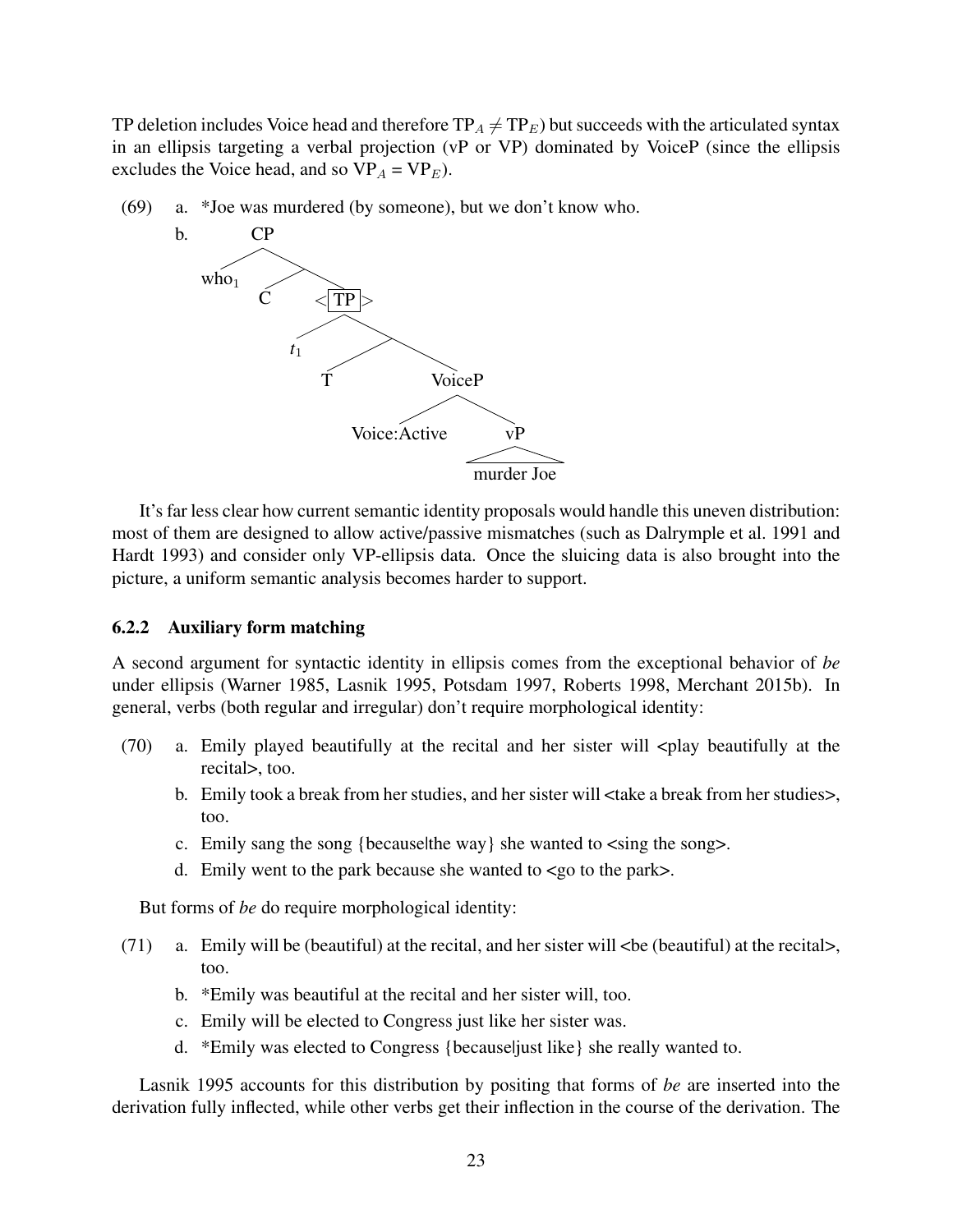TP deletion includes Voice head and therefore $TP_A \neq TP_E$) but succeeds with the articulated syntax in an ellipsis targeting a verbal projection (vP or VP) dominated by VoiceP (since the ellipsis excludes the Voice head, and so $VP_A = VP_E$).

(69) a. *Joe was murdered (by someone), but we don't know who.

b. [CP who$_1$ [C <[TP $t_1$ [T [VoiceP Voice:Active [vP murder Joe]]]]>]]

It's far less clear how current semantic identity proposals would handle this uneven distribution: most of them are designed to allow active/passive mismatches (such as Dalrymple et al. 1991 and Hardt 1993) and consider only VP-ellipsis data. Once the sluicing data is also brought into the picture, a uniform semantic analysis becomes harder to support.

### 6.2.2 Auxiliary form matching

A second argument for syntactic identity in ellipsis comes from the exceptional behavior of *be* under ellipsis (Warner 1985, Lasnik 1995, Potsdam 1997, Roberts 1998, Merchant 2015b). In general, verbs (both regular and irregular) don't require morphological identity:

(70) a. Emily played beautifully at the recital and her sister will <play beautifully at the recital>, too.

b. Emily took a break from her studies, and her sister will <take a break from her studies>, too.

c. Emily sang the song {because|the way} she wanted to <sing the song>.

d. Emily went to the park because she wanted to <go to the park>.

But forms of *be* do require morphological identity:

(71) a. Emily will be (beautiful) at the recital, and her sister will <be (beautiful) at the recital>, too.

b. *Emily was beautiful at the recital and her sister will, too.

c. Emily will be elected to Congress just like her sister was.

d. *Emily was elected to Congress {because|just like} she really wanted to.

Lasnik 1995 accounts for this distribution by positing that forms of *be* are inserted into the derivation fully inflected, while other verbs get their inflection in the course of the derivation. The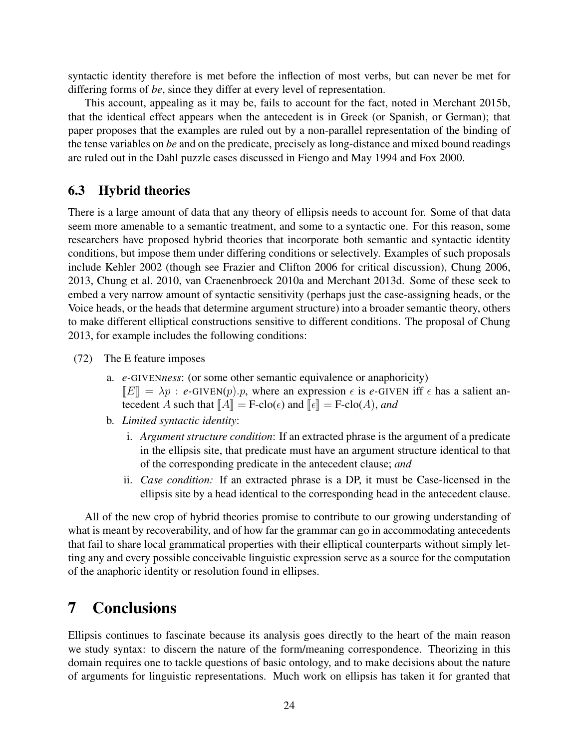syntactic identity therefore is met before the inflection of most verbs, but can never be met for differing forms of *be*, since they differ at every level of representation.

This account, appealing as it may be, fails to account for the fact, noted in Merchant 2015b, that the identical effect appears when the antecedent is in Greek (or Spanish, or German); that paper proposes that the examples are ruled out by a non-parallel representation of the binding of the tense variables on *be* and on the predicate, precisely as long-distance and mixed bound readings are ruled out in the Dahl puzzle cases discussed in Fiengo and May 1994 and Fox 2000.

### 6.3 Hybrid theories

There is a large amount of data that any theory of ellipsis needs to account for. Some of that data seem more amenable to a semantic treatment, and some to a syntactic one. For this reason, some researchers have proposed hybrid theories that incorporate both semantic and syntactic identity conditions, but impose them under differing conditions or selectively. Examples of such proposals include Kehler 2002 (though see Frazier and Clifton 2006 for critical discussion), Chung 2006, 2013, Chung et al. 2010, van Craenenbroeck 2010a and Merchant 2013d. Some of these seek to embed a very narrow amount of syntactic sensitivity (perhaps just the case-assigning heads, or the Voice heads, or the heads that determine argument structure) into a broader semantic theory, others to make different elliptical constructions sensitive to different conditions. The proposal of Chung 2013, for example includes the following conditions:

(72) The E feature imposes

a. *e*-GIVEN*ness*: (or some other semantic equivalence or anaphoricity)
$[\![E]\!] = \lambda p : e\text{-GIVEN}(p).p$, where an expression $\epsilon$ is *e*-GIVEN iff $\epsilon$ has a salient antecedent $A$ such that $[\![A]\!] = \text{F-clo}(\epsilon)$ and $[\![\epsilon]\!] = \text{F-clo}(A)$, *and*

b. *Limited syntactic identity*:

i. *Argument structure condition*: If an extracted phrase is the argument of a predicate in the ellipsis site, that predicate must have an argument structure identical to that of the corresponding predicate in the antecedent clause; *and*

ii. *Case condition:* If an extracted phrase is a DP, it must be Case-licensed in the ellipsis site by a head identical to the corresponding head in the antecedent clause.

All of the new crop of hybrid theories promise to contribute to our growing understanding of what is meant by recoverability, and of how far the grammar can go in accommodating antecedents that fail to share local grammatical properties with their elliptical counterparts without simply letting any and every possible conceivable linguistic expression serve as a source for the computation of the anaphoric identity or resolution found in ellipses.

## 7 Conclusions

Ellipsis continues to fascinate because its analysis goes directly to the heart of the main reason we study syntax: to discern the nature of the form/meaning correspondence. Theorizing in this domain requires one to tackle questions of basic ontology, and to make decisions about the nature of arguments for linguistic representations. Much work on ellipsis has taken it for granted that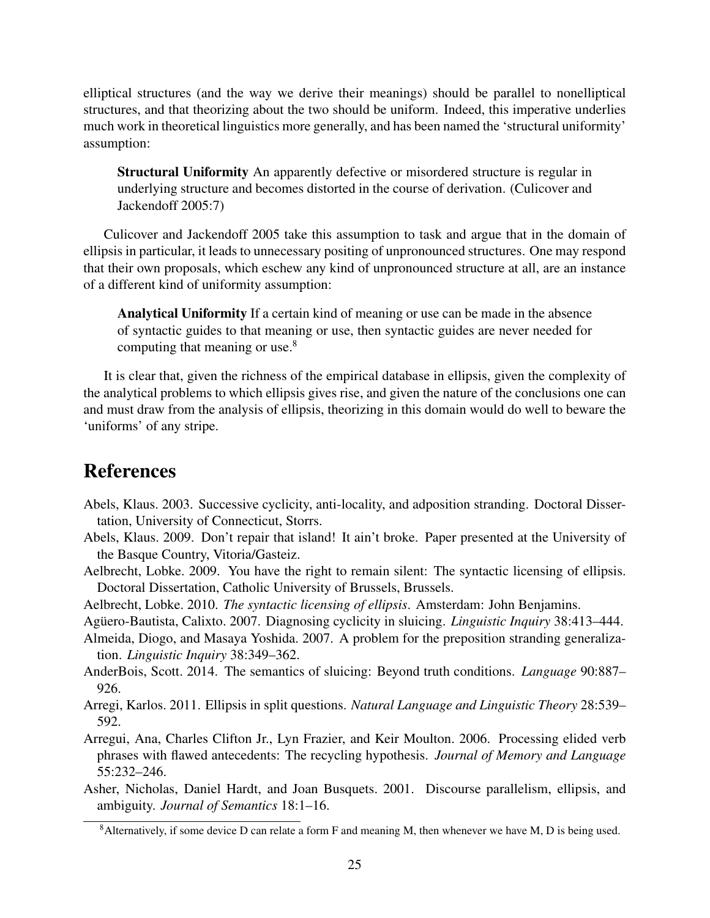elliptical structures (and the way we derive their meanings) should be parallel to nonelliptical structures, and that theorizing about the two should be uniform. Indeed, this imperative underlies much work in theoretical linguistics more generally, and has been named the 'structural uniformity' assumption:

> **Structural Uniformity** An apparently defective or misordered structure is regular in underlying structure and becomes distorted in the course of derivation. (Culicover and Jackendoff 2005:7)

Culicover and Jackendoff 2005 take this assumption to task and argue that in the domain of ellipsis in particular, it leads to unnecessary positing of unpronounced structures. One may respond that their own proposals, which eschew any kind of unpronounced structure at all, are an instance of a different kind of uniformity assumption:

> **Analytical Uniformity** If a certain kind of meaning or use can be made in the absence of syntactic guides to that meaning or use, then syntactic guides are never needed for computing that meaning or use.[8]

It is clear that, given the richness of the empirical database in ellipsis, given the complexity of the analytical problems to which ellipsis gives rise, and given the nature of the conclusions one can and must draw from the analysis of ellipsis, theorizing in this domain would do well to beware the 'uniforms' of any stripe.

# References

Abels, Klaus. 2003. Successive cyclicity, anti-locality, and adposition stranding. Doctoral Dissertation, University of Connecticut, Storrs.

Abels, Klaus. 2009. Don't repair that island! It ain't broke. Paper presented at the University of the Basque Country, Vitoria/Gasteiz.

Aelbrecht, Lobke. 2009. You have the right to remain silent: The syntactic licensing of ellipsis. Doctoral Dissertation, Catholic University of Brussels, Brussels.

Aelbrecht, Lobke. 2010. *The syntactic licensing of ellipsis*. Amsterdam: John Benjamins.

Agüero-Bautista, Calixto. 2007. Diagnosing cyclicity in sluicing. *Linguistic Inquiry* 38:413–444.

Almeida, Diogo, and Masaya Yoshida. 2007. A problem for the preposition stranding generalization. *Linguistic Inquiry* 38:349–362.

AnderBois, Scott. 2014. The semantics of sluicing: Beyond truth conditions. *Language* 90:887–926.

Arregi, Karlos. 2011. Ellipsis in split questions. *Natural Language and Linguistic Theory* 28:539–592.

Arregui, Ana, Charles Clifton Jr., Lyn Frazier, and Keir Moulton. 2006. Processing elided verb phrases with flawed antecedents: The recycling hypothesis. *Journal of Memory and Language* 55:232–246.

Asher, Nicholas, Daniel Hardt, and Joan Busquets. 2001. Discourse parallelism, ellipsis, and ambiguity. *Journal of Semantics* 18:1–16.

[8] Alternatively, if some device D can relate a form F and meaning M, then whenever we have M, D is being used.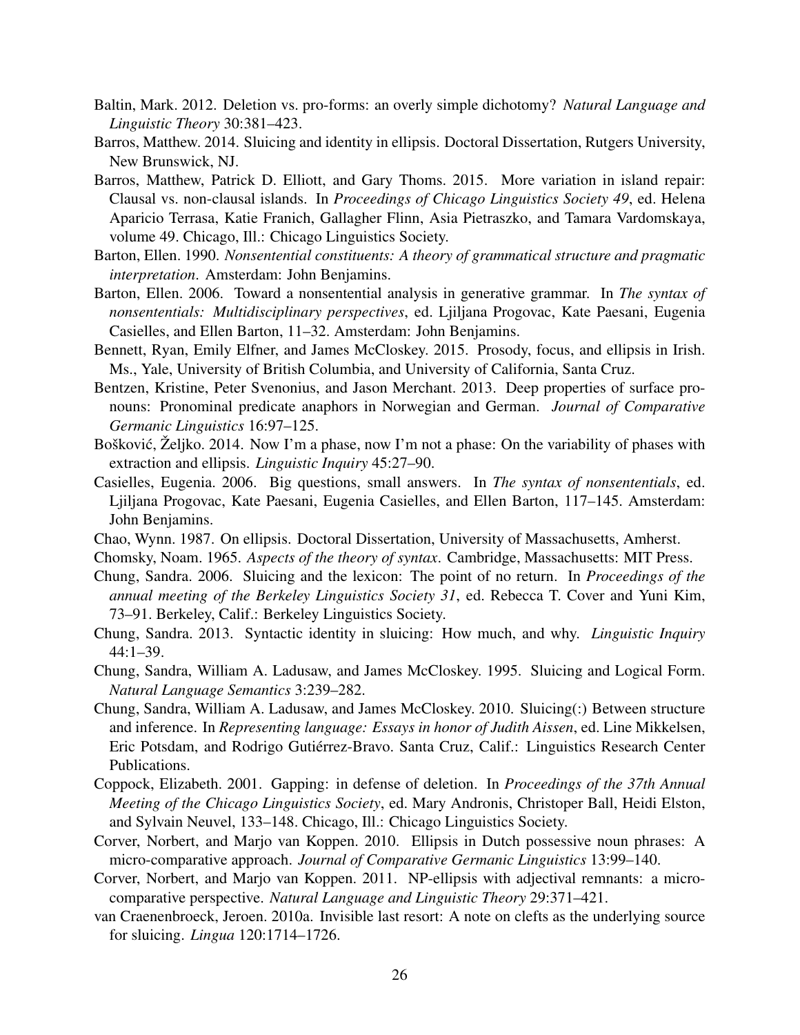Baltin, Mark. 2012. Deletion vs. pro-forms: an overly simple dichotomy? *Natural Language and Linguistic Theory* 30:381–423.

Barros, Matthew. 2014. Sluicing and identity in ellipsis. Doctoral Dissertation, Rutgers University, New Brunswick, NJ.

Barros, Matthew, Patrick D. Elliott, and Gary Thoms. 2015. More variation in island repair: Clausal vs. non-clausal islands. In *Proceedings of Chicago Linguistics Society 49*, ed. Helena Aparicio Terrasa, Katie Franich, Gallagher Flinn, Asia Pietraszko, and Tamara Vardomskaya, volume 49. Chicago, Ill.: Chicago Linguistics Society.

Barton, Ellen. 1990. *Nonsentential constituents: A theory of grammatical structure and pragmatic interpretation*. Amsterdam: John Benjamins.

Barton, Ellen. 2006. Toward a nonsentential analysis in generative grammar. In *The syntax of nonsententials: Multidisciplinary perspectives*, ed. Ljiljana Progovac, Kate Paesani, Eugenia Casielles, and Ellen Barton, 11–32. Amsterdam: John Benjamins.

Bennett, Ryan, Emily Elfner, and James McCloskey. 2015. Prosody, focus, and ellipsis in Irish. Ms., Yale, University of British Columbia, and University of California, Santa Cruz.

Bentzen, Kristine, Peter Svenonius, and Jason Merchant. 2013. Deep properties of surface pronouns: Pronominal predicate anaphors in Norwegian and German. *Journal of Comparative Germanic Linguistics* 16:97–125.

Bošković, Željko. 2014. Now I'm a phase, now I'm not a phase: On the variability of phases with extraction and ellipsis. *Linguistic Inquiry* 45:27–90.

Casielles, Eugenia. 2006. Big questions, small answers. In *The syntax of nonsententials*, ed. Ljiljana Progovac, Kate Paesani, Eugenia Casielles, and Ellen Barton, 117–145. Amsterdam: John Benjamins.

Chao, Wynn. 1987. On ellipsis. Doctoral Dissertation, University of Massachusetts, Amherst.

Chomsky, Noam. 1965. *Aspects of the theory of syntax*. Cambridge, Massachusetts: MIT Press.

Chung, Sandra. 2006. Sluicing and the lexicon: The point of no return. In *Proceedings of the annual meeting of the Berkeley Linguistics Society 31*, ed. Rebecca T. Cover and Yuni Kim, 73–91. Berkeley, Calif.: Berkeley Linguistics Society.

Chung, Sandra. 2013. Syntactic identity in sluicing: How much, and why. *Linguistic Inquiry* 44:1–39.

Chung, Sandra, William A. Ladusaw, and James McCloskey. 1995. Sluicing and Logical Form. *Natural Language Semantics* 3:239–282.

Chung, Sandra, William A. Ladusaw, and James McCloskey. 2010. Sluicing(:) Between structure and inference. In *Representing language: Essays in honor of Judith Aissen*, ed. Line Mikkelsen, Eric Potsdam, and Rodrigo Gutiérrez-Bravo. Santa Cruz, Calif.: Linguistics Research Center Publications.

Coppock, Elizabeth. 2001. Gapping: in defense of deletion. In *Proceedings of the 37th Annual Meeting of the Chicago Linguistics Society*, ed. Mary Andronis, Christoper Ball, Heidi Elston, and Sylvain Neuvel, 133–148. Chicago, Ill.: Chicago Linguistics Society.

Corver, Norbert, and Marjo van Koppen. 2010. Ellipsis in Dutch possessive noun phrases: A micro-comparative approach. *Journal of Comparative Germanic Linguistics* 13:99–140.

Corver, Norbert, and Marjo van Koppen. 2011. NP-ellipsis with adjectival remnants: a micro-comparative perspective. *Natural Language and Linguistic Theory* 29:371–421.

van Craenenbroeck, Jeroen. 2010a. Invisible last resort: A note on clefts as the underlying source for sluicing. *Lingua* 120:1714–1726.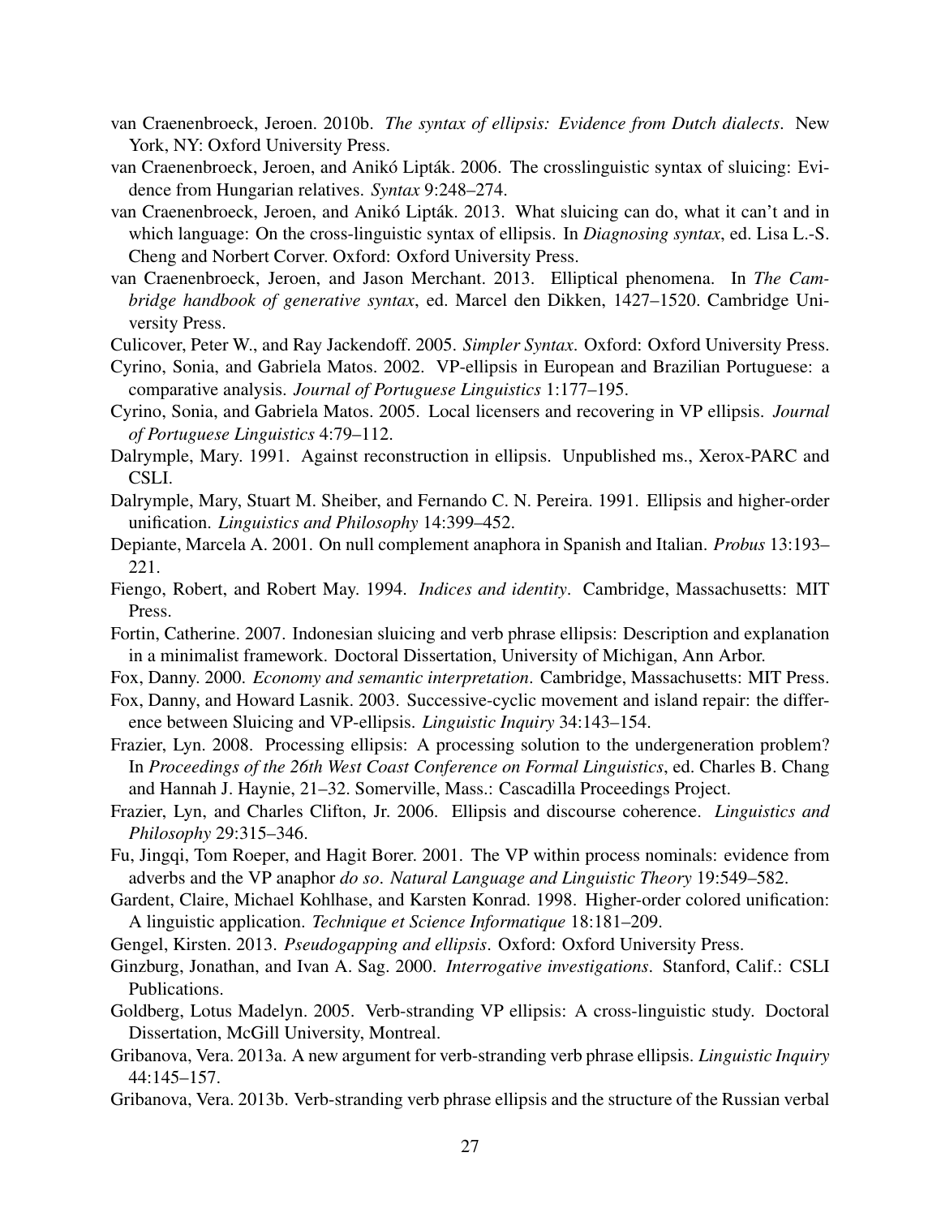van Craenenbroeck, Jeroen. 2010b. *The syntax of ellipsis: Evidence from Dutch dialects*. New York, NY: Oxford University Press.

van Craenenbroeck, Jeroen, and Anikó Lipták. 2006. The crosslinguistic syntax of sluicing: Evidence from Hungarian relatives. *Syntax* 9:248–274.

van Craenenbroeck, Jeroen, and Anikó Lipták. 2013. What sluicing can do, what it can't and in which language: On the cross-linguistic syntax of ellipsis. In *Diagnosing syntax*, ed. Lisa L.-S. Cheng and Norbert Corver. Oxford: Oxford University Press.

van Craenenbroeck, Jeroen, and Jason Merchant. 2013. Elliptical phenomena. In *The Cambridge handbook of generative syntax*, ed. Marcel den Dikken, 1427–1520. Cambridge University Press.

Culicover, Peter W., and Ray Jackendoff. 2005. *Simpler Syntax*. Oxford: Oxford University Press.

Cyrino, Sonia, and Gabriela Matos. 2002. VP-ellipsis in European and Brazilian Portuguese: a comparative analysis. *Journal of Portuguese Linguistics* 1:177–195.

Cyrino, Sonia, and Gabriela Matos. 2005. Local licensers and recovering in VP ellipsis. *Journal of Portuguese Linguistics* 4:79–112.

Dalrymple, Mary. 1991. Against reconstruction in ellipsis. Unpublished ms., Xerox-PARC and CSLI.

Dalrymple, Mary, Stuart M. Sheiber, and Fernando C. N. Pereira. 1991. Ellipsis and higher-order unification. *Linguistics and Philosophy* 14:399–452.

Depiante, Marcela A. 2001. On null complement anaphora in Spanish and Italian. *Probus* 13:193–221.

Fiengo, Robert, and Robert May. 1994. *Indices and identity*. Cambridge, Massachusetts: MIT Press.

Fortin, Catherine. 2007. Indonesian sluicing and verb phrase ellipsis: Description and explanation in a minimalist framework. Doctoral Dissertation, University of Michigan, Ann Arbor.

Fox, Danny. 2000. *Economy and semantic interpretation*. Cambridge, Massachusetts: MIT Press.

Fox, Danny, and Howard Lasnik. 2003. Successive-cyclic movement and island repair: the difference between Sluicing and VP-ellipsis. *Linguistic Inquiry* 34:143–154.

Frazier, Lyn. 2008. Processing ellipsis: A processing solution to the undergeneration problem? In *Proceedings of the 26th West Coast Conference on Formal Linguistics*, ed. Charles B. Chang and Hannah J. Haynie, 21–32. Somerville, Mass.: Cascadilla Proceedings Project.

Frazier, Lyn, and Charles Clifton, Jr. 2006. Ellipsis and discourse coherence. *Linguistics and Philosophy* 29:315–346.

Fu, Jingqi, Tom Roeper, and Hagit Borer. 2001. The VP within process nominals: evidence from adverbs and the VP anaphor *do so*. *Natural Language and Linguistic Theory* 19:549–582.

Gardent, Claire, Michael Kohlhase, and Karsten Konrad. 1998. Higher-order colored unification: A linguistic application. *Technique et Science Informatique* 18:181–209.

Gengel, Kirsten. 2013. *Pseudogapping and ellipsis*. Oxford: Oxford University Press.

Ginzburg, Jonathan, and Ivan A. Sag. 2000. *Interrogative investigations*. Stanford, Calif.: CSLI Publications.

Goldberg, Lotus Madelyn. 2005. Verb-stranding VP ellipsis: A cross-linguistic study. Doctoral Dissertation, McGill University, Montreal.

Gribanova, Vera. 2013a. A new argument for verb-stranding verb phrase ellipsis. *Linguistic Inquiry* 44:145–157.

Gribanova, Vera. 2013b. Verb-stranding verb phrase ellipsis and the structure of the Russian verbal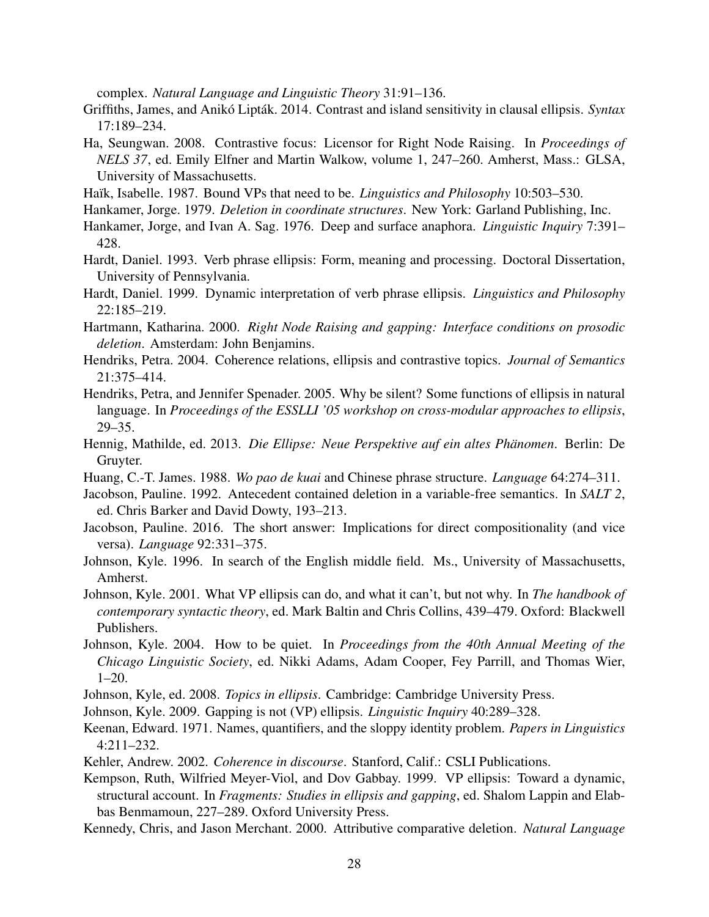complex. *Natural Language and Linguistic Theory* 31:91–136.

Griffiths, James, and Anikó Lipták. 2014. Contrast and island sensitivity in clausal ellipsis. *Syntax* 17:189–234.

Ha, Seungwan. 2008. Contrastive focus: Licensor for Right Node Raising. In *Proceedings of NELS 37*, ed. Emily Elfner and Martin Walkow, volume 1, 247–260. Amherst, Mass.: GLSA, University of Massachusetts.

Haïk, Isabelle. 1987. Bound VPs that need to be. *Linguistics and Philosophy* 10:503–530.

Hankamer, Jorge. 1979. *Deletion in coordinate structures*. New York: Garland Publishing, Inc.

Hankamer, Jorge, and Ivan A. Sag. 1976. Deep and surface anaphora. *Linguistic Inquiry* 7:391–428.

Hardt, Daniel. 1993. Verb phrase ellipsis: Form, meaning and processing. Doctoral Dissertation, University of Pennsylvania.

Hardt, Daniel. 1999. Dynamic interpretation of verb phrase ellipsis. *Linguistics and Philosophy* 22:185–219.

Hartmann, Katharina. 2000. *Right Node Raising and gapping: Interface conditions on prosodic deletion*. Amsterdam: John Benjamins.

Hendriks, Petra. 2004. Coherence relations, ellipsis and contrastive topics. *Journal of Semantics* 21:375–414.

Hendriks, Petra, and Jennifer Spenader. 2005. Why be silent? Some functions of ellipsis in natural language. In *Proceedings of the ESSLLI '05 workshop on cross-modular approaches to ellipsis*, 29–35.

Hennig, Mathilde, ed. 2013. *Die Ellipse: Neue Perspektive auf ein altes Phänomen*. Berlin: De Gruyter.

Huang, C.-T. James. 1988. *Wo pao de kuai* and Chinese phrase structure. *Language* 64:274–311.

Jacobson, Pauline. 1992. Antecedent contained deletion in a variable-free semantics. In *SALT 2*, ed. Chris Barker and David Dowty, 193–213.

Jacobson, Pauline. 2016. The short answer: Implications for direct compositionality (and vice versa). *Language* 92:331–375.

Johnson, Kyle. 1996. In search of the English middle field. Ms., University of Massachusetts, Amherst.

Johnson, Kyle. 2001. What VP ellipsis can do, and what it can't, but not why. In *The handbook of contemporary syntactic theory*, ed. Mark Baltin and Chris Collins, 439–479. Oxford: Blackwell Publishers.

Johnson, Kyle. 2004. How to be quiet. In *Proceedings from the 40th Annual Meeting of the Chicago Linguistic Society*, ed. Nikki Adams, Adam Cooper, Fey Parrill, and Thomas Wier, 1–20.

Johnson, Kyle, ed. 2008. *Topics in ellipsis*. Cambridge: Cambridge University Press.

Johnson, Kyle. 2009. Gapping is not (VP) ellipsis. *Linguistic Inquiry* 40:289–328.

Keenan, Edward. 1971. Names, quantifiers, and the sloppy identity problem. *Papers in Linguistics* 4:211–232.

Kehler, Andrew. 2002. *Coherence in discourse*. Stanford, Calif.: CSLI Publications.

Kempson, Ruth, Wilfried Meyer-Viol, and Dov Gabbay. 1999. VP ellipsis: Toward a dynamic, structural account. In *Fragments: Studies in ellipsis and gapping*, ed. Shalom Lappin and Elabbas Benmamoun, 227–289. Oxford University Press.

Kennedy, Chris, and Jason Merchant. 2000. Attributive comparative deletion. *Natural Language*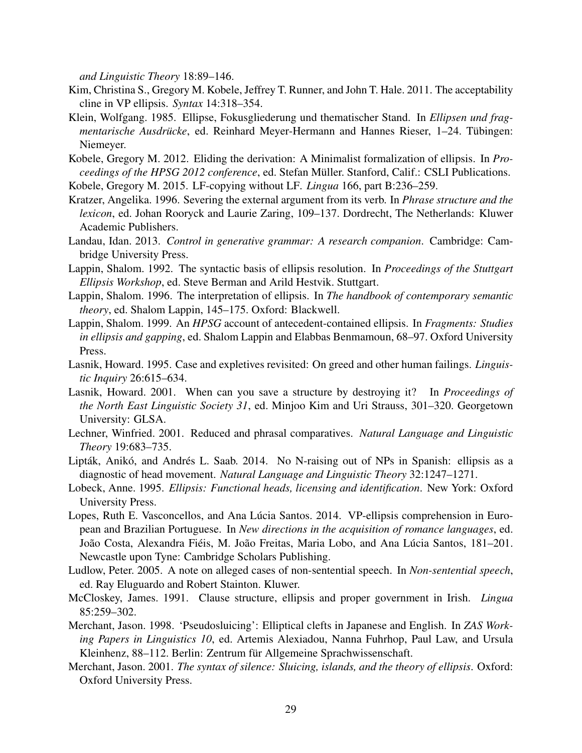*and Linguistic Theory* 18:89–146.

Kim, Christina S., Gregory M. Kobele, Jeffrey T. Runner, and John T. Hale. 2011. The acceptability cline in VP ellipsis. *Syntax* 14:318–354.

Klein, Wolfgang. 1985. Ellipse, Fokusgliederung und thematischer Stand. In *Ellipsen und fragmentarische Ausdrücke*, ed. Reinhard Meyer-Hermann and Hannes Rieser, 1–24. Tübingen: Niemeyer.

Kobele, Gregory M. 2012. Eliding the derivation: A Minimalist formalization of ellipsis. In *Proceedings of the HPSG 2012 conference*, ed. Stefan Müller. Stanford, Calif.: CSLI Publications.

Kobele, Gregory M. 2015. LF-copying without LF. *Lingua* 166, part B:236–259.

Kratzer, Angelika. 1996. Severing the external argument from its verb. In *Phrase structure and the lexicon*, ed. Johan Rooryck and Laurie Zaring, 109–137. Dordrecht, The Netherlands: Kluwer Academic Publishers.

Landau, Idan. 2013. *Control in generative grammar: A research companion*. Cambridge: Cambridge University Press.

Lappin, Shalom. 1992. The syntactic basis of ellipsis resolution. In *Proceedings of the Stuttgart Ellipsis Workshop*, ed. Steve Berman and Arild Hestvik. Stuttgart.

Lappin, Shalom. 1996. The interpretation of ellipsis. In *The handbook of contemporary semantic theory*, ed. Shalom Lappin, 145–175. Oxford: Blackwell.

Lappin, Shalom. 1999. An *HPSG* account of antecedent-contained ellipsis. In *Fragments: Studies in ellipsis and gapping*, ed. Shalom Lappin and Elabbas Benmamoun, 68–97. Oxford University Press.

Lasnik, Howard. 1995. Case and expletives revisited: On greed and other human failings. *Linguistic Inquiry* 26:615–634.

Lasnik, Howard. 2001. When can you save a structure by destroying it? In *Proceedings of the North East Linguistic Society 31*, ed. Minjoo Kim and Uri Strauss, 301–320. Georgetown University: GLSA.

Lechner, Winfried. 2001. Reduced and phrasal comparatives. *Natural Language and Linguistic Theory* 19:683–735.

Lipták, Anikó, and Andrés L. Saab. 2014. No N-raising out of NPs in Spanish: ellipsis as a diagnostic of head movement. *Natural Language and Linguistic Theory* 32:1247–1271.

Lobeck, Anne. 1995. *Ellipsis: Functional heads, licensing and identification*. New York: Oxford University Press.

Lopes, Ruth E. Vasconcellos, and Ana Lúcia Santos. 2014. VP-ellipsis comprehension in European and Brazilian Portuguese. In *New directions in the acquisition of romance languages*, ed. João Costa, Alexandra Fiéis, M. João Freitas, Maria Lobo, and Ana Lúcia Santos, 181–201. Newcastle upon Tyne: Cambridge Scholars Publishing.

Ludlow, Peter. 2005. A note on alleged cases of non-sentential speech. In *Non-sentential speech*, ed. Ray Eluguardo and Robert Stainton. Kluwer.

McCloskey, James. 1991. Clause structure, ellipsis and proper government in Irish. *Lingua* 85:259–302.

Merchant, Jason. 1998. 'Pseudosluicing': Elliptical clefts in Japanese and English. In *ZAS Working Papers in Linguistics 10*, ed. Artemis Alexiadou, Nanna Fuhrhop, Paul Law, and Ursula Kleinhenz, 88–112. Berlin: Zentrum für Allgemeine Sprachwissenschaft.

Merchant, Jason. 2001. *The syntax of silence: Sluicing, islands, and the theory of ellipsis*. Oxford: Oxford University Press.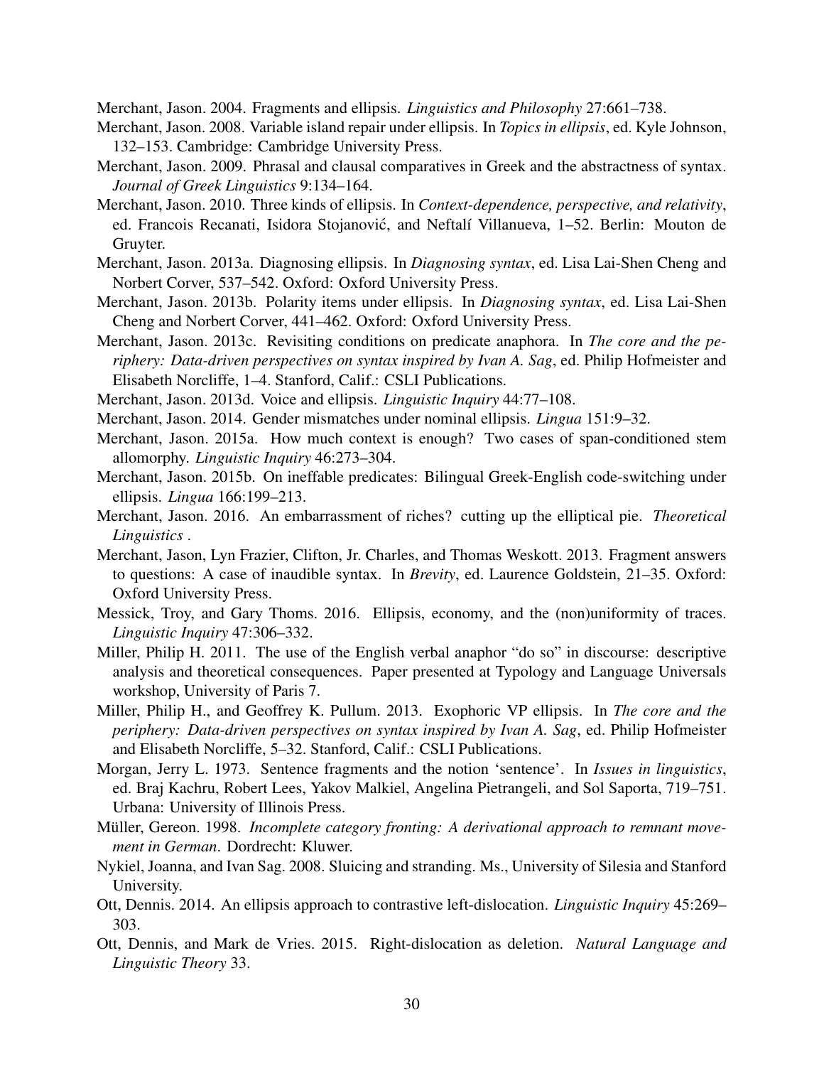Merchant, Jason. 2004. Fragments and ellipsis. *Linguistics and Philosophy* 27:661–738.

Merchant, Jason. 2008. Variable island repair under ellipsis. In *Topics in ellipsis*, ed. Kyle Johnson, 132–153. Cambridge: Cambridge University Press.

Merchant, Jason. 2009. Phrasal and clausal comparatives in Greek and the abstractness of syntax. *Journal of Greek Linguistics* 9:134–164.

Merchant, Jason. 2010. Three kinds of ellipsis. In *Context-dependence, perspective, and relativity*, ed. Francois Recanati, Isidora Stojanović, and Neftalí Villanueva, 1–52. Berlin: Mouton de Gruyter.

Merchant, Jason. 2013a. Diagnosing ellipsis. In *Diagnosing syntax*, ed. Lisa Lai-Shen Cheng and Norbert Corver, 537–542. Oxford: Oxford University Press.

Merchant, Jason. 2013b. Polarity items under ellipsis. In *Diagnosing syntax*, ed. Lisa Lai-Shen Cheng and Norbert Corver, 441–462. Oxford: Oxford University Press.

Merchant, Jason. 2013c. Revisiting conditions on predicate anaphora. In *The core and the periphery: Data-driven perspectives on syntax inspired by Ivan A. Sag*, ed. Philip Hofmeister and Elisabeth Norcliffe, 1–4. Stanford, Calif.: CSLI Publications.

Merchant, Jason. 2013d. Voice and ellipsis. *Linguistic Inquiry* 44:77–108.

Merchant, Jason. 2014. Gender mismatches under nominal ellipsis. *Lingua* 151:9–32.

Merchant, Jason. 2015a. How much context is enough? Two cases of span-conditioned stem allomorphy. *Linguistic Inquiry* 46:273–304.

Merchant, Jason. 2015b. On ineffable predicates: Bilingual Greek-English code-switching under ellipsis. *Lingua* 166:199–213.

Merchant, Jason. 2016. An embarrassment of riches? cutting up the elliptical pie. *Theoretical Linguistics* .

Merchant, Jason, Lyn Frazier, Clifton, Jr. Charles, and Thomas Weskott. 2013. Fragment answers to questions: A case of inaudible syntax. In *Brevity*, ed. Laurence Goldstein, 21–35. Oxford: Oxford University Press.

Messick, Troy, and Gary Thoms. 2016. Ellipsis, economy, and the (non)uniformity of traces. *Linguistic Inquiry* 47:306–332.

Miller, Philip H. 2011. The use of the English verbal anaphor "do so" in discourse: descriptive analysis and theoretical consequences. Paper presented at Typology and Language Universals workshop, University of Paris 7.

Miller, Philip H., and Geoffrey K. Pullum. 2013. Exophoric VP ellipsis. In *The core and the periphery: Data-driven perspectives on syntax inspired by Ivan A. Sag*, ed. Philip Hofmeister and Elisabeth Norcliffe, 5–32. Stanford, Calif.: CSLI Publications.

Morgan, Jerry L. 1973. Sentence fragments and the notion 'sentence'. In *Issues in linguistics*, ed. Braj Kachru, Robert Lees, Yakov Malkiel, Angelina Pietrangeli, and Sol Saporta, 719–751. Urbana: University of Illinois Press.

Müller, Gereon. 1998. *Incomplete category fronting: A derivational approach to remnant movement in German*. Dordrecht: Kluwer.

Nykiel, Joanna, and Ivan Sag. 2008. Sluicing and stranding. Ms., University of Silesia and Stanford University.

Ott, Dennis. 2014. An ellipsis approach to contrastive left-dislocation. *Linguistic Inquiry* 45:269–303.

Ott, Dennis, and Mark de Vries. 2015. Right-dislocation as deletion. *Natural Language and Linguistic Theory* 33.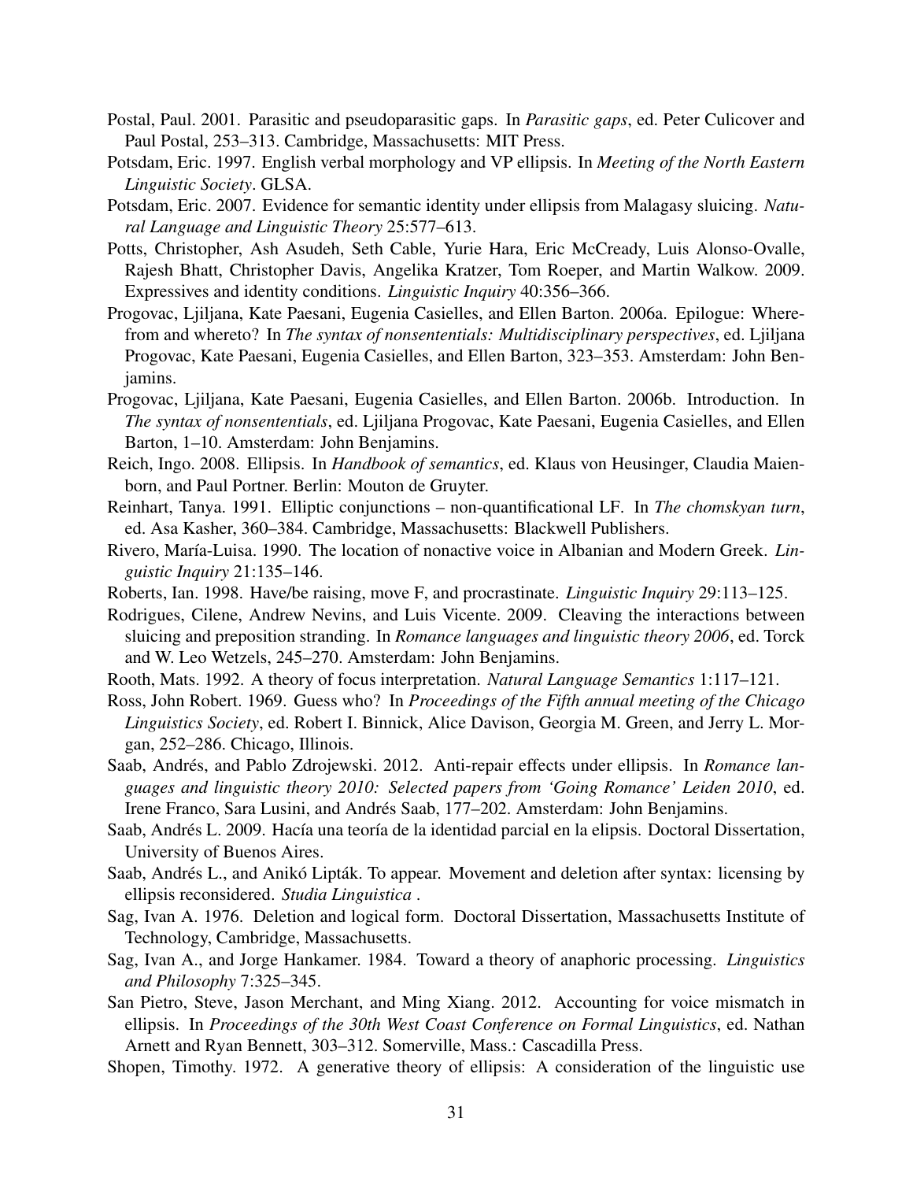Postal, Paul. 2001. Parasitic and pseudoparasitic gaps. In *Parasitic gaps*, ed. Peter Culicover and Paul Postal, 253–313. Cambridge, Massachusetts: MIT Press.

Potsdam, Eric. 1997. English verbal morphology and VP ellipsis. In *Meeting of the North Eastern Linguistic Society*. GLSA.

Potsdam, Eric. 2007. Evidence for semantic identity under ellipsis from Malagasy sluicing. *Natural Language and Linguistic Theory* 25:577–613.

Potts, Christopher, Ash Asudeh, Seth Cable, Yurie Hara, Eric McCready, Luis Alonso-Ovalle, Rajesh Bhatt, Christopher Davis, Angelika Kratzer, Tom Roeper, and Martin Walkow. 2009. Expressives and identity conditions. *Linguistic Inquiry* 40:356–366.

Progovac, Ljiljana, Kate Paesani, Eugenia Casielles, and Ellen Barton. 2006a. Epilogue: Wherefrom and whereto? In *The syntax of nonsententials: Multidisciplinary perspectives*, ed. Ljiljana Progovac, Kate Paesani, Eugenia Casielles, and Ellen Barton, 323–353. Amsterdam: John Benjamins.

Progovac, Ljiljana, Kate Paesani, Eugenia Casielles, and Ellen Barton. 2006b. Introduction. In *The syntax of nonsententials*, ed. Ljiljana Progovac, Kate Paesani, Eugenia Casielles, and Ellen Barton, 1–10. Amsterdam: John Benjamins.

Reich, Ingo. 2008. Ellipsis. In *Handbook of semantics*, ed. Klaus von Heusinger, Claudia Maienborn, and Paul Portner. Berlin: Mouton de Gruyter.

Reinhart, Tanya. 1991. Elliptic conjunctions – non-quantificational LF. In *The chomskyan turn*, ed. Asa Kasher, 360–384. Cambridge, Massachusetts: Blackwell Publishers.

Rivero, María-Luisa. 1990. The location of nonactive voice in Albanian and Modern Greek. *Linguistic Inquiry* 21:135–146.

Roberts, Ian. 1998. Have/be raising, move F, and procrastinate. *Linguistic Inquiry* 29:113–125.

Rodrigues, Cilene, Andrew Nevins, and Luis Vicente. 2009. Cleaving the interactions between sluicing and preposition stranding. In *Romance languages and linguistic theory 2006*, ed. Torck and W. Leo Wetzels, 245–270. Amsterdam: John Benjamins.

Rooth, Mats. 1992. A theory of focus interpretation. *Natural Language Semantics* 1:117–121.

Ross, John Robert. 1969. Guess who? In *Proceedings of the Fifth annual meeting of the Chicago Linguistics Society*, ed. Robert I. Binnick, Alice Davison, Georgia M. Green, and Jerry L. Morgan, 252–286. Chicago, Illinois.

Saab, Andrés, and Pablo Zdrojewski. 2012. Anti-repair effects under ellipsis. In *Romance languages and linguistic theory 2010: Selected papers from 'Going Romance' Leiden 2010*, ed. Irene Franco, Sara Lusini, and Andrés Saab, 177–202. Amsterdam: John Benjamins.

Saab, Andrés L. 2009. Hacía una teoría de la identidad parcial en la elipsis. Doctoral Dissertation, University of Buenos Aires.

Saab, Andrés L., and Anikó Lipták. To appear. Movement and deletion after syntax: licensing by ellipsis reconsidered. *Studia Linguistica* .

Sag, Ivan A. 1976. Deletion and logical form. Doctoral Dissertation, Massachusetts Institute of Technology, Cambridge, Massachusetts.

Sag, Ivan A., and Jorge Hankamer. 1984. Toward a theory of anaphoric processing. *Linguistics and Philosophy* 7:325–345.

San Pietro, Steve, Jason Merchant, and Ming Xiang. 2012. Accounting for voice mismatch in ellipsis. In *Proceedings of the 30th West Coast Conference on Formal Linguistics*, ed. Nathan Arnett and Ryan Bennett, 303–312. Somerville, Mass.: Cascadilla Press.

Shopen, Timothy. 1972. A generative theory of ellipsis: A consideration of the linguistic use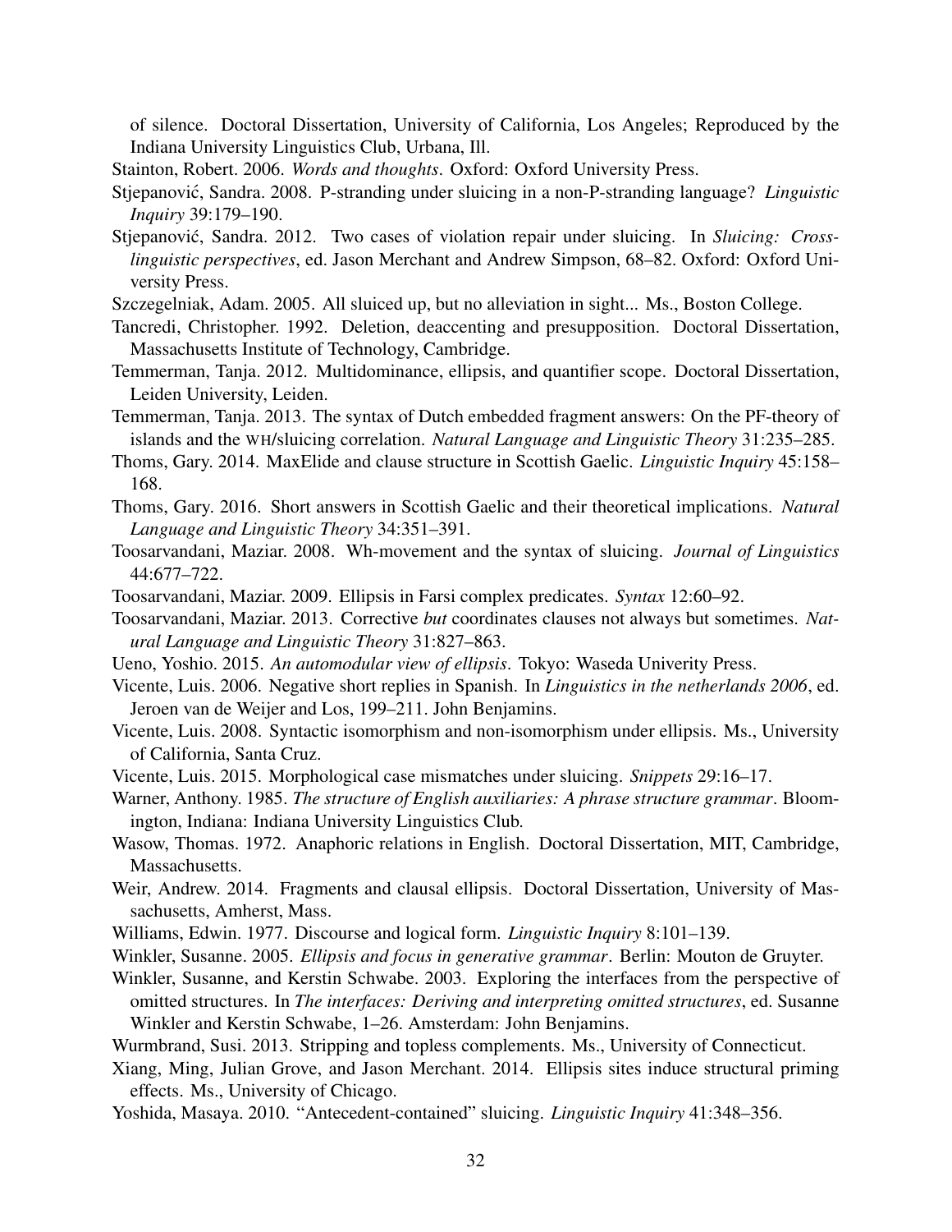of silence. Doctoral Dissertation, University of California, Los Angeles; Reproduced by the Indiana University Linguistics Club, Urbana, Ill.

Stainton, Robert. 2006. *Words and thoughts*. Oxford: Oxford University Press.

Stjepanović, Sandra. 2008. P-stranding under sluicing in a non-P-stranding language? *Linguistic Inquiry* 39:179–190.

Stjepanović, Sandra. 2012. Two cases of violation repair under sluicing. In *Sluicing: Cross-linguistic perspectives*, ed. Jason Merchant and Andrew Simpson, 68–82. Oxford: Oxford University Press.

Szczegelniak, Adam. 2005. All sluiced up, but no alleviation in sight... Ms., Boston College.

Tancredi, Christopher. 1992. Deletion, deaccenting and presupposition. Doctoral Dissertation, Massachusetts Institute of Technology, Cambridge.

Temmerman, Tanja. 2012. Multidominance, ellipsis, and quantifier scope. Doctoral Dissertation, Leiden University, Leiden.

Temmerman, Tanja. 2013. The syntax of Dutch embedded fragment answers: On the PF-theory of islands and the WH/sluicing correlation. *Natural Language and Linguistic Theory* 31:235–285.

Thoms, Gary. 2014. MaxElide and clause structure in Scottish Gaelic. *Linguistic Inquiry* 45:158–168.

Thoms, Gary. 2016. Short answers in Scottish Gaelic and their theoretical implications. *Natural Language and Linguistic Theory* 34:351–391.

Toosarvandani, Maziar. 2008. Wh-movement and the syntax of sluicing. *Journal of Linguistics* 44:677–722.

Toosarvandani, Maziar. 2009. Ellipsis in Farsi complex predicates. *Syntax* 12:60–92.

Toosarvandani, Maziar. 2013. Corrective *but* coordinates clauses not always but sometimes. *Natural Language and Linguistic Theory* 31:827–863.

Ueno, Yoshio. 2015. *An automodular view of ellipsis*. Tokyo: Waseda Univerity Press.

Vicente, Luis. 2006. Negative short replies in Spanish. In *Linguistics in the netherlands 2006*, ed. Jeroen van de Weijer and Los, 199–211. John Benjamins.

Vicente, Luis. 2008. Syntactic isomorphism and non-isomorphism under ellipsis. Ms., University of California, Santa Cruz.

Vicente, Luis. 2015. Morphological case mismatches under sluicing. *Snippets* 29:16–17.

Warner, Anthony. 1985. *The structure of English auxiliaries: A phrase structure grammar*. Bloomington, Indiana: Indiana University Linguistics Club.

Wasow, Thomas. 1972. Anaphoric relations in English. Doctoral Dissertation, MIT, Cambridge, Massachusetts.

Weir, Andrew. 2014. Fragments and clausal ellipsis. Doctoral Dissertation, University of Massachusetts, Amherst, Mass.

Williams, Edwin. 1977. Discourse and logical form. *Linguistic Inquiry* 8:101–139.

Winkler, Susanne. 2005. *Ellipsis and focus in generative grammar*. Berlin: Mouton de Gruyter.

Winkler, Susanne, and Kerstin Schwabe. 2003. Exploring the interfaces from the perspective of omitted structures. In *The interfaces: Deriving and interpreting omitted structures*, ed. Susanne Winkler and Kerstin Schwabe, 1–26. Amsterdam: John Benjamins.

Wurmbrand, Susi. 2013. Stripping and topless complements. Ms., University of Connecticut.

Xiang, Ming, Julian Grove, and Jason Merchant. 2014. Ellipsis sites induce structural priming effects. Ms., University of Chicago.

Yoshida, Masaya. 2010. "Antecedent-contained" sluicing. *Linguistic Inquiry* 41:348–356.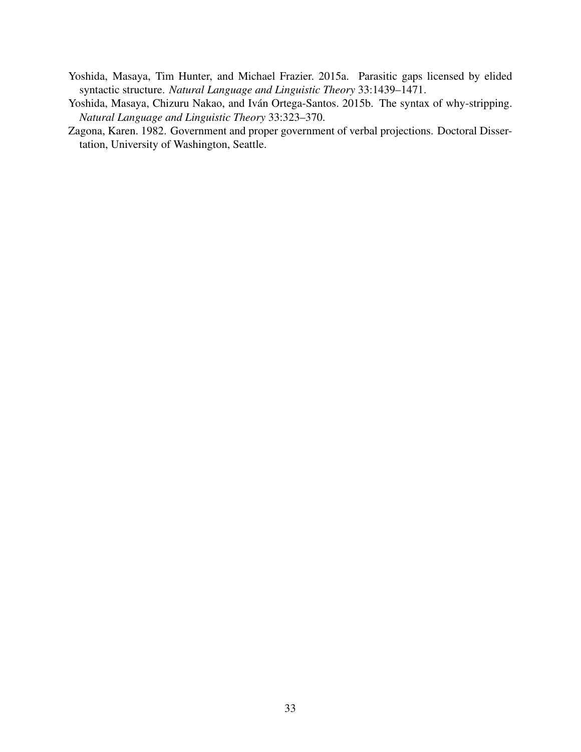Yoshida, Masaya, Tim Hunter, and Michael Frazier. 2015a. Parasitic gaps licensed by elided syntactic structure. *Natural Language and Linguistic Theory* 33:1439–1471.

Yoshida, Masaya, Chizuru Nakao, and Iván Ortega-Santos. 2015b. The syntax of why-stripping. *Natural Language and Linguistic Theory* 33:323–370.

Zagona, Karen. 1982. Government and proper government of verbal projections. Doctoral Dissertation, University of Washington, Seattle.